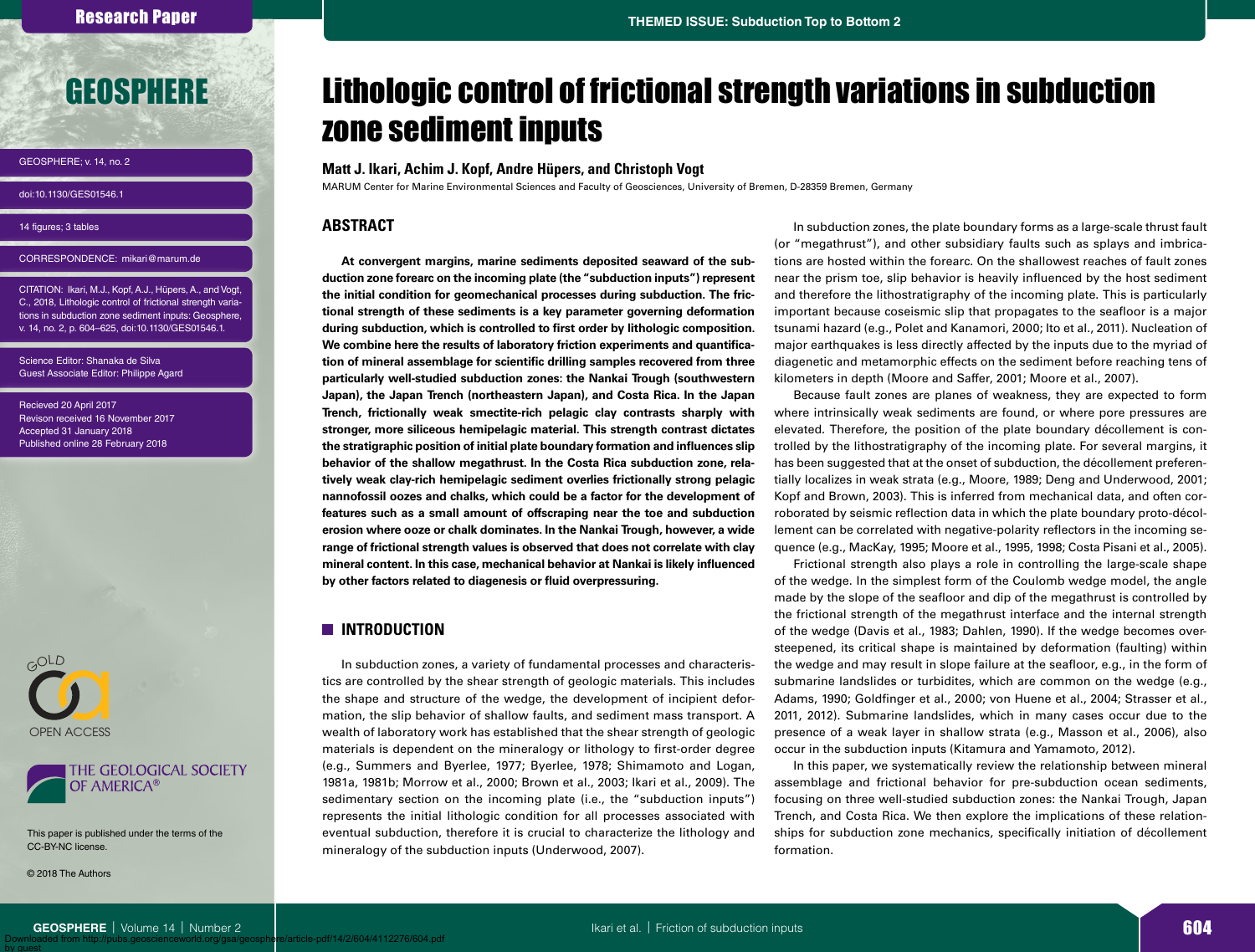# Lithologic control of frictional strength variations in subduction zone sediment inputs

**Matt J. Ikari, Achim J. Kopf, Andre Hüpers, and Christoph Vogt**

MARUM Center for Marine Environmental Sciences and Faculty of Geosciences, University of Bremen, D-28359 Bremen, Germany

GEOSPHERE; v. 14, no. 2

doi:10.1130/GES01546.1

14 figures; 3 tables

CORRESPONDENCE: mikari@marum.de

CITATION: Ikari, M.J., Kopf, A.J., Hüpers, A., and Vogt, C., 2018, Lithologic control of frictional strength variations in subduction zone sediment inputs: Geosphere, v. 14, no. 2, p. 604–625, doi:10.1130/GES01546.1.

Science Editor: Shanaka de Silva
Guest Associate Editor: Philippe Agard

Recieved 20 April 2017
Revison received 16 November 2017
Accepted 31 January 2018
Published online 28 February 2018

This paper is published under the terms of the CC-BY-NC license.

© 2018 The Authors

## ABSTRACT

**At convergent margins, marine sediments deposited seaward of the subduction zone forearc on the incoming plate (the "subduction inputs") represent the initial condition for geomechanical processes during subduction. The frictional strength of these sediments is a key parameter governing deformation during subduction, which is controlled to first order by lithologic composition. We combine here the results of laboratory friction experiments and quantification of mineral assemblage for scientific drilling samples recovered from three particularly well-studied subduction zones: the Nankai Trough (southwestern Japan), the Japan Trench (northeastern Japan), and Costa Rica. In the Japan Trench, frictionally weak smectite-rich pelagic clay contrasts sharply with stronger, more siliceous hemipelagic material. This strength contrast dictates the stratigraphic position of initial plate boundary formation and influences slip behavior of the shallow megathrust. In the Costa Rica subduction zone, relatively weak clay-rich hemipelagic sediment overlies frictionally strong pelagic nannofossil oozes and chalks, which could be a factor for the development of features such as a small amount of offscraping near the toe and subduction erosion where ooze or chalk dominates. In the Nankai Trough, however, a wide range of frictional strength values is observed that does not correlate with clay mineral content. In this case, mechanical behavior at Nankai is likely influenced by other factors related to diagenesis or fluid overpressuring.**

## INTRODUCTION

In subduction zones, a variety of fundamental processes and characteristics are controlled by the shear strength of geologic materials. This includes the shape and structure of the wedge, the development of incipient deformation, the slip behavior of shallow faults, and sediment mass transport. A wealth of laboratory work has established that the shear strength of geologic materials is dependent on the mineralogy or lithology to first-order degree (e.g., Summers and Byerlee, 1977; Byerlee, 1978; Shimamoto and Logan, 1981a, 1981b; Morrow et al., 2000; Brown et al., 2003; Ikari et al., 2009). The sedimentary section on the incoming plate (i.e., the "subduction inputs") represents the initial lithologic condition for all processes associated with eventual subduction, therefore it is crucial to characterize the lithology and mineralogy of the subduction inputs (Underwood, 2007).

In subduction zones, the plate boundary forms as a large-scale thrust fault (or "megathrust"), and other subsidiary faults such as splays and imbrications are hosted within the forearc. On the shallowest reaches of fault zones near the prism toe, slip behavior is heavily influenced by the host sediment and therefore the lithostratigraphy of the incoming plate. This is particularly important because coseismic slip that propagates to the seafloor is a major tsunami hazard (e.g., Polet and Kanamori, 2000; Ito et al., 2011). Nucleation of major earthquakes is less directly affected by the inputs due to the myriad of diagenetic and metamorphic effects on the sediment before reaching tens of kilometers in depth (Moore and Saffer, 2001; Moore et al., 2007).

Because fault zones are planes of weakness, they are expected to form where intrinsically weak sediments are found, or where pore pressures are elevated. Therefore, the position of the plate boundary décollement is controlled by the lithostratigraphy of the incoming plate. For several margins, it has been suggested that at the onset of subduction, the décollement preferentially localizes in weak strata (e.g., Moore, 1989; Deng and Underwood, 2001; Kopf and Brown, 2003). This is inferred from mechanical data, and often corroborated by seismic reflection data in which the plate boundary proto-décollement can be correlated with negative-polarity reflectors in the incoming sequence (e.g., MacKay, 1995; Moore et al., 1995, 1998; Costa Pisani et al., 2005).

Frictional strength also plays a role in controlling the large-scale shape of the wedge. In the simplest form of the Coulomb wedge model, the angle made by the slope of the seafloor and dip of the megathrust is controlled by the frictional strength of the megathrust interface and the internal strength of the wedge (Davis et al., 1983; Dahlen, 1990). If the wedge becomes oversteepened, its critical shape is maintained by deformation (faulting) within the wedge and may result in slope failure at the seafloor, e.g., in the form of submarine landslides or turbidites, which are common on the wedge (e.g., Adams, 1990; Goldfinger et al., 2000; von Huene et al., 2004; Strasser et al., 2011, 2012). Submarine landslides, which in many cases occur due to the presence of a weak layer in shallow strata (e.g., Masson et al., 2006), also occur in the subduction inputs (Kitamura and Yamamoto, 2012).

In this paper, we systematically review the relationship between mineral assemblage and frictional behavior for pre-subduction ocean sediments, focusing on three well-studied subduction zones: the Nankai Trough, Japan Trench, and Costa Rica. We then explore the implications of these relationships for subduction zone mechanics, specifically initiation of décollement formation.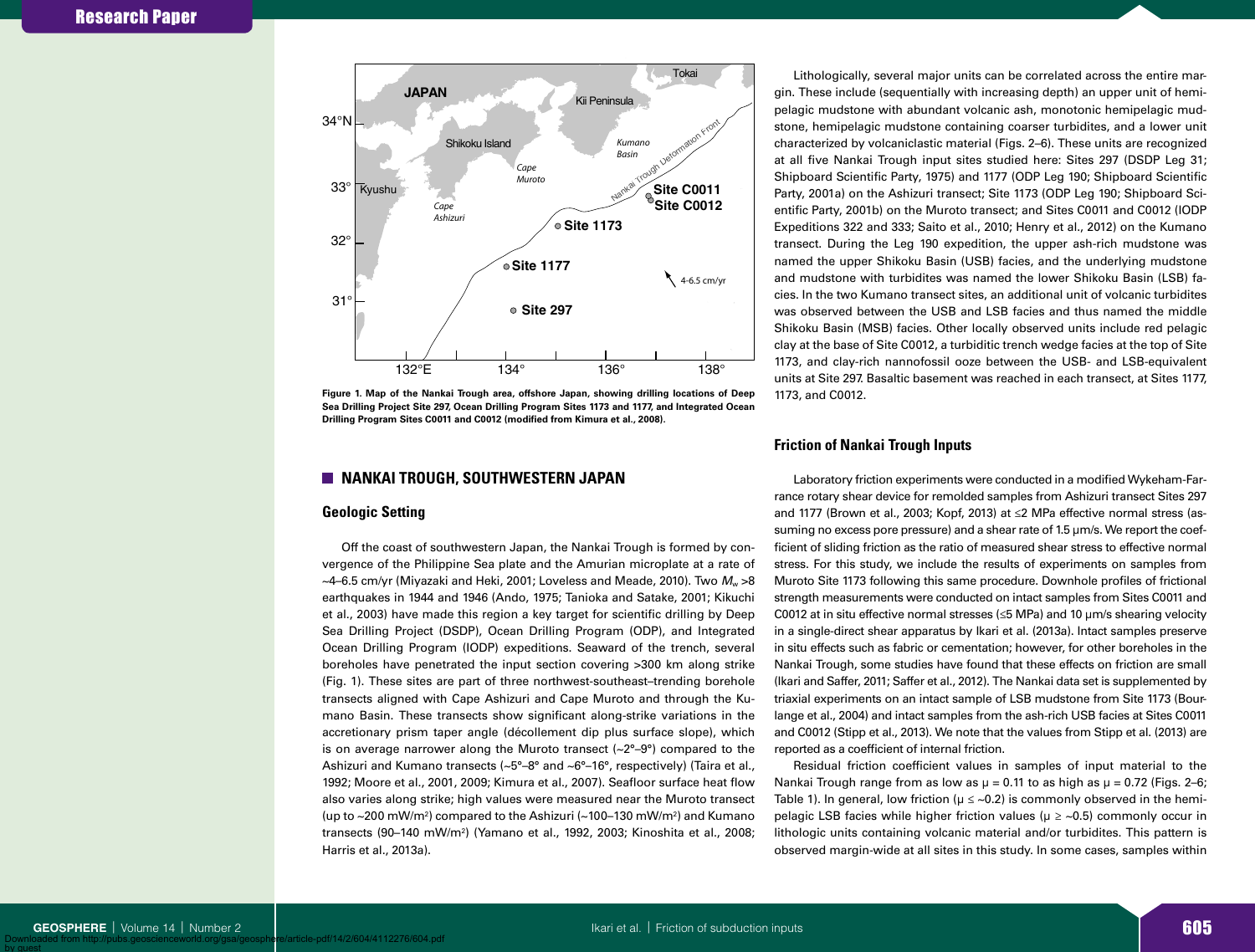Figure 1. Map of the Nankai Trough area, offshore Japan, showing drilling locations of Deep Sea Drilling Project Site 297, Ocean Drilling Program Sites 1173 and 1177, and Integrated Ocean Drilling Program Sites C0011 and C0012 (modified from Kimura et al., 2008).

## NANKAI TROUGH, SOUTHWESTERN JAPAN

### Geologic Setting

Off the coast of southwestern Japan, the Nankai Trough is formed by convergence of the Philippine Sea plate and the Amurian microplate at a rate of ~4–6.5 cm/yr (Miyazaki and Heki, 2001; Loveless and Meade, 2010). Two $M_w$ >8 earthquakes in 1944 and 1946 (Ando, 1975; Tanioka and Satake, 2001; Kikuchi et al., 2003) have made this region a key target for scientific drilling by Deep Sea Drilling Project (DSDP), Ocean Drilling Program (ODP), and Integrated Ocean Drilling Program (IODP) expeditions. Seaward of the trench, several boreholes have penetrated the input section covering >300 km along strike (Fig. 1). These sites are part of three northwest-southeast–trending borehole transects aligned with Cape Ashizuri and Cape Muroto and through the Kumano Basin. These transects show significant along-strike variations in the accretionary prism taper angle (décollement dip plus surface slope), which is on average narrower along the Muroto transect (~2°–9°) compared to the Ashizuri and Kumano transects (~5°–8° and ~6°–16°, respectively) (Taira et al., 1992; Moore et al., 2001, 2009; Kimura et al., 2007). Seafloor surface heat flow also varies along strike; high values were measured near the Muroto transect (up to ~200 mW/m$^2$) compared to the Ashizuri (~100–130 mW/m$^2$) and Kumano transects (90–140 mW/m$^2$) (Yamano et al., 1992, 2003; Kinoshita et al., 2008; Harris et al., 2013a).

Lithologically, several major units can be correlated across the entire margin. These include (sequentially with increasing depth) an upper unit of hemipelagic mudstone with abundant volcanic ash, monotonic hemipelagic mudstone, hemipelagic mudstone containing coarser turbidites, and a lower unit characterized by volcaniclastic material (Figs. 2–6). These units are recognized at all five Nankai Trough input sites studied here: Sites 297 (DSDP Leg 31; Shipboard Scientific Party, 1975) and 1177 (ODP Leg 190; Shipboard Scientific Party, 2001a) on the Ashizuri transect; Site 1173 (ODP Leg 190; Shipboard Scientific Party, 2001b) on the Muroto transect; and Sites C0011 and C0012 (IODP Expeditions 322 and 333; Saito et al., 2010; Henry et al., 2012) on the Kumano transect. During the Leg 190 expedition, the upper ash-rich mudstone was named the upper Shikoku Basin (USB) facies, and the underlying mudstone and mudstone with turbidites was named the lower Shikoku Basin (LSB) facies. In the two Kumano transect sites, an additional unit of volcanic turbidites was observed between the USB and LSB facies and thus named the middle Shikoku Basin (MSB) facies. Other locally observed units include red pelagic clay at the base of Site C0012, a turbiditic trench wedge facies at the top of Site 1173, and clay-rich nannofossil ooze between the USB- and LSB-equivalent units at Site 297. Basaltic basement was reached in each transect, at Sites 1177, 1173, and C0012.

### Friction of Nankai Trough Inputs

Laboratory friction experiments were conducted in a modified Wykeham-Farrance rotary shear device for remolded samples from Ashizuri transect Sites 297 and 1177 (Brown et al., 2003; Kopf, 2013) at ≤2 MPa effective normal stress (assuming no excess pore pressure) and a shear rate of 1.5 µm/s. We report the coefficient of sliding friction as the ratio of measured shear stress to effective normal stress. For this study, we include the results of experiments on samples from Muroto Site 1173 following this same procedure. Downhole profiles of frictional strength measurements were conducted on intact samples from Sites C0011 and C0012 at in situ effective normal stresses (≤5 MPa) and 10 µm/s shearing velocity in a single-direct shear apparatus by Ikari et al. (2013a). Intact samples preserve in situ effects such as fabric or cementation; however, for other boreholes in the Nankai Trough, some studies have found that these effects on friction are small (Ikari and Saffer, 2011; Saffer et al., 2012). The Nankai data set is supplemented by triaxial experiments on an intact sample of LSB mudstone from Site 1173 (Bourlange et al., 2004) and intact samples from the ash-rich USB facies at Sites C0011 and C0012 (Stipp et al., 2013). We note that the values from Stipp et al. (2013) are reported as a coefficient of internal friction.

Residual friction coefficient values in samples of input material to the Nankai Trough range from as low as $\mu$ = 0.11 to as high as $\mu$ = 0.72 (Figs. 2–6; Table 1). In general, low friction ($\mu$ ≤ ~0.2) is commonly observed in the hemipelagic LSB facies while higher friction values ($\mu$ ≥ ~0.5) commonly occur in lithologic units containing volcanic material and/or turbidites. This pattern is observed margin-wide at all sites in this study. In some cases, samples within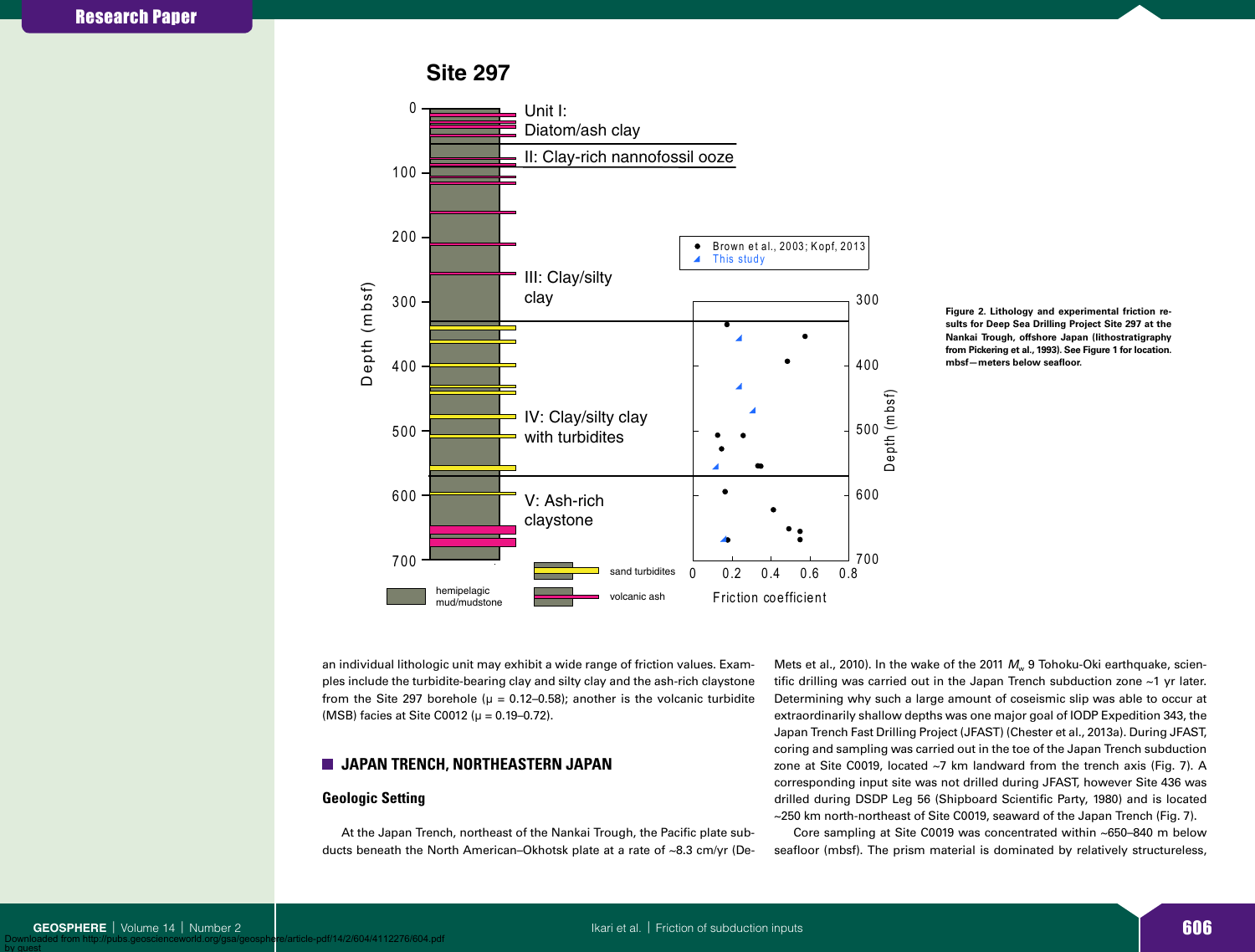Figure 2. Lithology and experimental friction results for Deep Sea Drilling Project Site 297 at the Nankai Trough, offshore Japan (lithostratigraphy from Pickering et al., 1993). See Figure 1 for location. mbsf—meters below seafloor.

an individual lithologic unit may exhibit a wide range of friction values. Examples include the turbidite-bearing clay and silty clay and the ash-rich claystone from the Site 297 borehole ($\mu$ = 0.12–0.58); another is the volcanic turbidite (MSB) facies at Site C0012 ($\mu$ = 0.19–0.72).

## JAPAN TRENCH, NORTHEASTERN JAPAN

### Geologic Setting

At the Japan Trench, northeast of the Nankai Trough, the Pacific plate subducts beneath the North American–Okhotsk plate at a rate of ~8.3 cm/yr (DeMets et al., 2010). In the wake of the 2011 $M_w$ 9 Tohoku-Oki earthquake, scientific drilling was carried out in the Japan Trench subduction zone ~1 yr later. Determining why such a large amount of coseismic slip was able to occur at extraordinarily shallow depths was one major goal of IODP Expedition 343, the Japan Trench Fast Drilling Project (JFAST) (Chester et al., 2013a). During JFAST, coring and sampling was carried out in the toe of the Japan Trench subduction zone at Site C0019, located ~7 km landward from the trench axis (Fig. 7). A corresponding input site was not drilled during JFAST, however Site 436 was drilled during DSDP Leg 56 (Shipboard Scientific Party, 1980) and is located ~250 km north-northeast of Site C0019, seaward of the Japan Trench (Fig. 7).

Core sampling at Site C0019 was concentrated within ~650–840 m below seafloor (mbsf). The prism material is dominated by relatively structureless,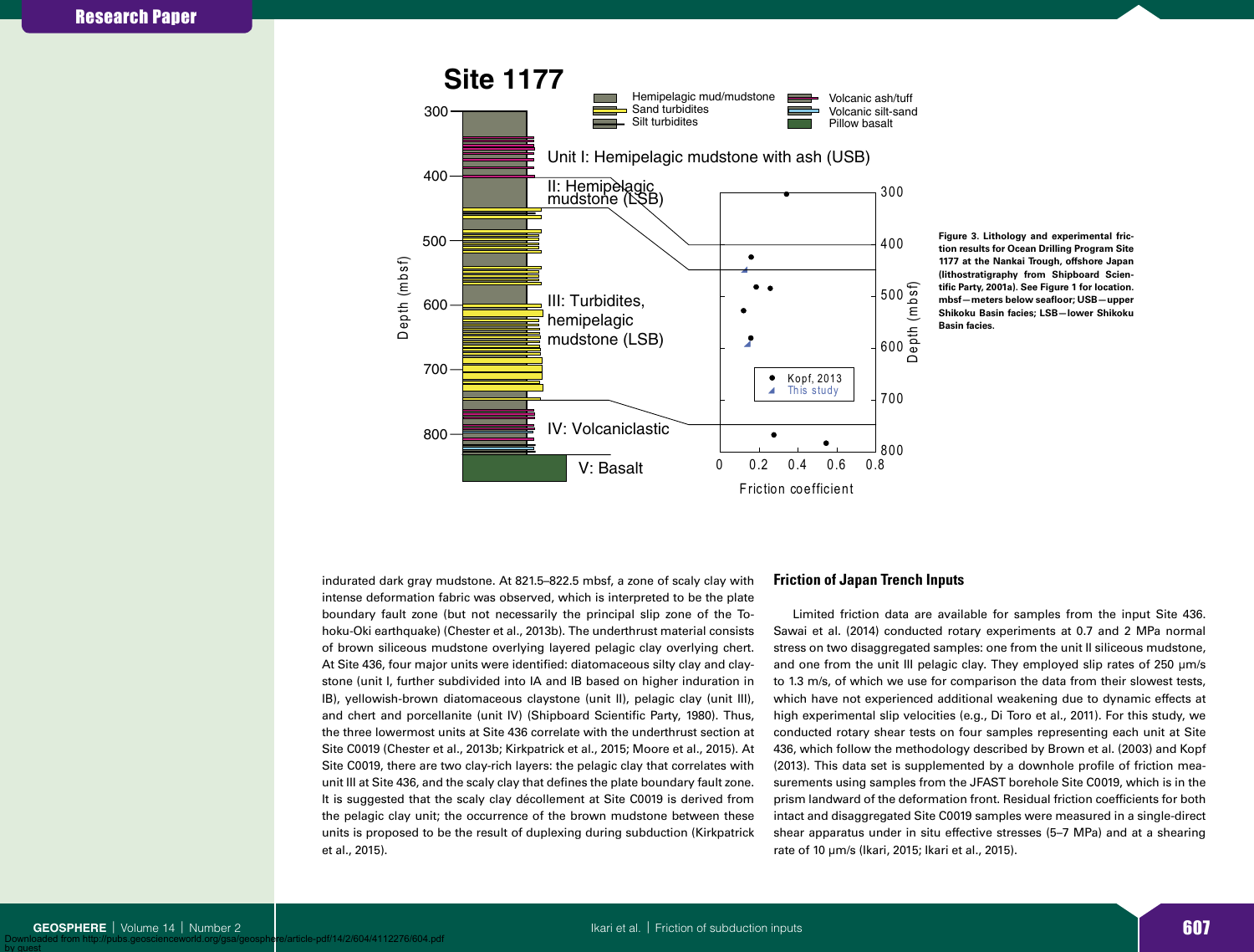Figure 3. Lithology and experimental friction results for Ocean Drilling Program Site 1177 at the Nankai Trough, offshore Japan (lithostratigraphy from Shipboard Scientific Party, 2001a). See Figure 1 for location. mbsf—meters below seafloor; USB—upper Shikoku Basin facies; LSB—lower Shikoku Basin facies.

indurated dark gray mudstone. At 821.5–822.5 mbsf, a zone of scaly clay with intense deformation fabric was observed, which is interpreted to be the plate boundary fault zone (but not necessarily the principal slip zone of the Tohoku-Oki earthquake) (Chester et al., 2013b). The underthrust material consists of brown siliceous mudstone overlying layered pelagic clay overlying chert. At Site 436, four major units were identified: diatomaceous silty clay and claystone (unit I, further subdivided into IA and IB based on higher induration in IB), yellowish-brown diatomaceous claystone (unit II), pelagic clay (unit III), and chert and porcellanite (unit IV) (Shipboard Scientific Party, 1980). Thus, the three lowermost units at Site 436 correlate with the underthrust section at Site C0019 (Chester et al., 2013b; Kirkpatrick et al., 2015; Moore et al., 2015). At Site C0019, there are two clay-rich layers: the pelagic clay that correlates with unit III at Site 436, and the scaly clay that defines the plate boundary fault zone. It is suggested that the scaly clay décollement at Site C0019 is derived from the pelagic clay unit; the occurrence of the brown mudstone between these units is proposed to be the result of duplexing during subduction (Kirkpatrick et al., 2015).

## Friction of Japan Trench Inputs

Limited friction data are available for samples from the input Site 436. Sawai et al. (2014) conducted rotary experiments at 0.7 and 2 MPa normal stress on two disaggregated samples: one from the unit II siliceous mudstone, and one from the unit III pelagic clay. They employed slip rates of 250 μm/s to 1.3 m/s, of which we use for comparison the data from their slowest tests, which have not experienced additional weakening due to dynamic effects at high experimental slip velocities (e.g., Di Toro et al., 2011). For this study, we conducted rotary shear tests on four samples representing each unit at Site 436, which follow the methodology described by Brown et al. (2003) and Kopf (2013). This data set is supplemented by a downhole profile of friction measurements using samples from the JFAST borehole Site C0019, which is in the prism landward of the deformation front. Residual friction coefficients for both intact and disaggregated Site C0019 samples were measured in a single-direct shear apparatus under in situ effective stresses (5–7 MPa) and at a shearing rate of 10 μm/s (Ikari, 2015; Ikari et al., 2015).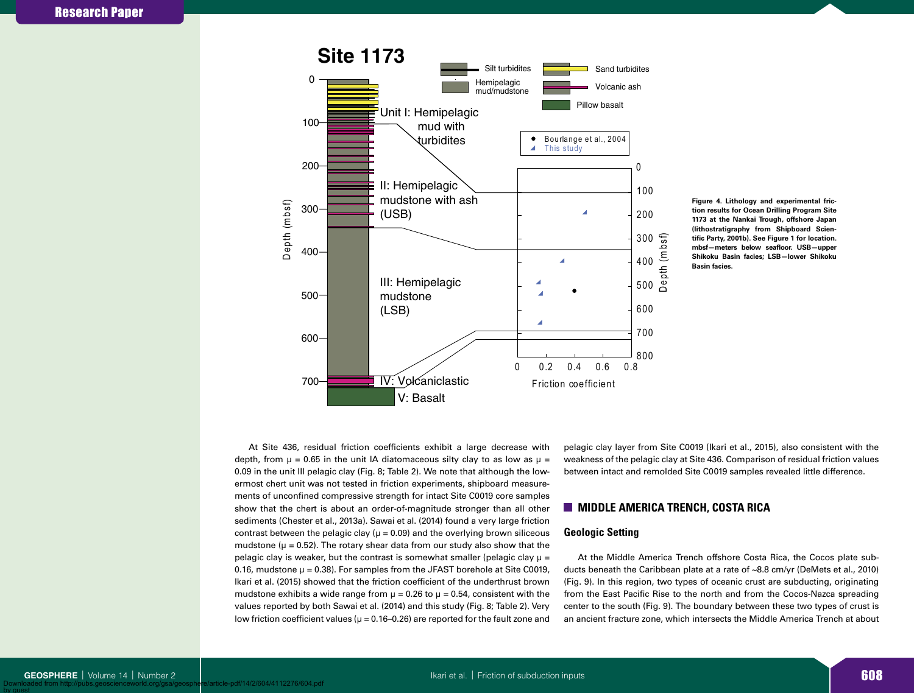Figure 4. Lithology and experimental friction results for Ocean Drilling Program Site 1173 at the Nankai Trough, offshore Japan (lithostratigraphy from Shipboard Scientific Party, 2001b). See Figure 1 for location. mbsf—meters below seafloor. USB—upper Shikoku Basin facies; LSB—lower Shikoku Basin facies.

At Site 436, residual friction coefficients exhibit a large decrease with depth, from μ = 0.65 in the unit IA diatomaceous silty clay to as low as μ = 0.09 in the unit III pelagic clay (Fig. 8; Table 2). We note that although the lowermost chert unit was not tested in friction experiments, shipboard measurements of unconfined compressive strength for intact Site C0019 core samples show that the chert is about an order-of-magnitude stronger than all other sediments (Chester et al., 2013a). Sawai et al. (2014) found a very large friction contrast between the pelagic clay (μ = 0.09) and the overlying brown siliceous mudstone (μ = 0.52). The rotary shear data from our study also show that the pelagic clay is weaker, but the contrast is somewhat smaller (pelagic clay μ = 0.16, mudstone μ = 0.38). For samples from the JFAST borehole at Site C0019, Ikari et al. (2015) showed that the friction coefficient of the underthrust brown mudstone exhibits a wide range from μ = 0.26 to μ = 0.54, consistent with the values reported by both Sawai et al. (2014) and this study (Fig. 8; Table 2). Very low friction coefficient values (μ = 0.16–0.26) are reported for the fault zone and pelagic clay layer from Site C0019 (Ikari et al., 2015), also consistent with the weakness of the pelagic clay at Site 436. Comparison of residual friction values between intact and remolded Site C0019 samples revealed little difference.

## MIDDLE AMERICA TRENCH, COSTA RICA

### Geologic Setting

At the Middle America Trench offshore Costa Rica, the Cocos plate subducts beneath the Caribbean plate at a rate of ~8.8 cm/yr (DeMets et al., 2010) (Fig. 9). In this region, two types of oceanic crust are subducting, originating from the East Pacific Rise to the north and from the Cocos-Nazca spreading center to the south (Fig. 9). The boundary between these two types of crust is an ancient fracture zone, which intersects the Middle America Trench at about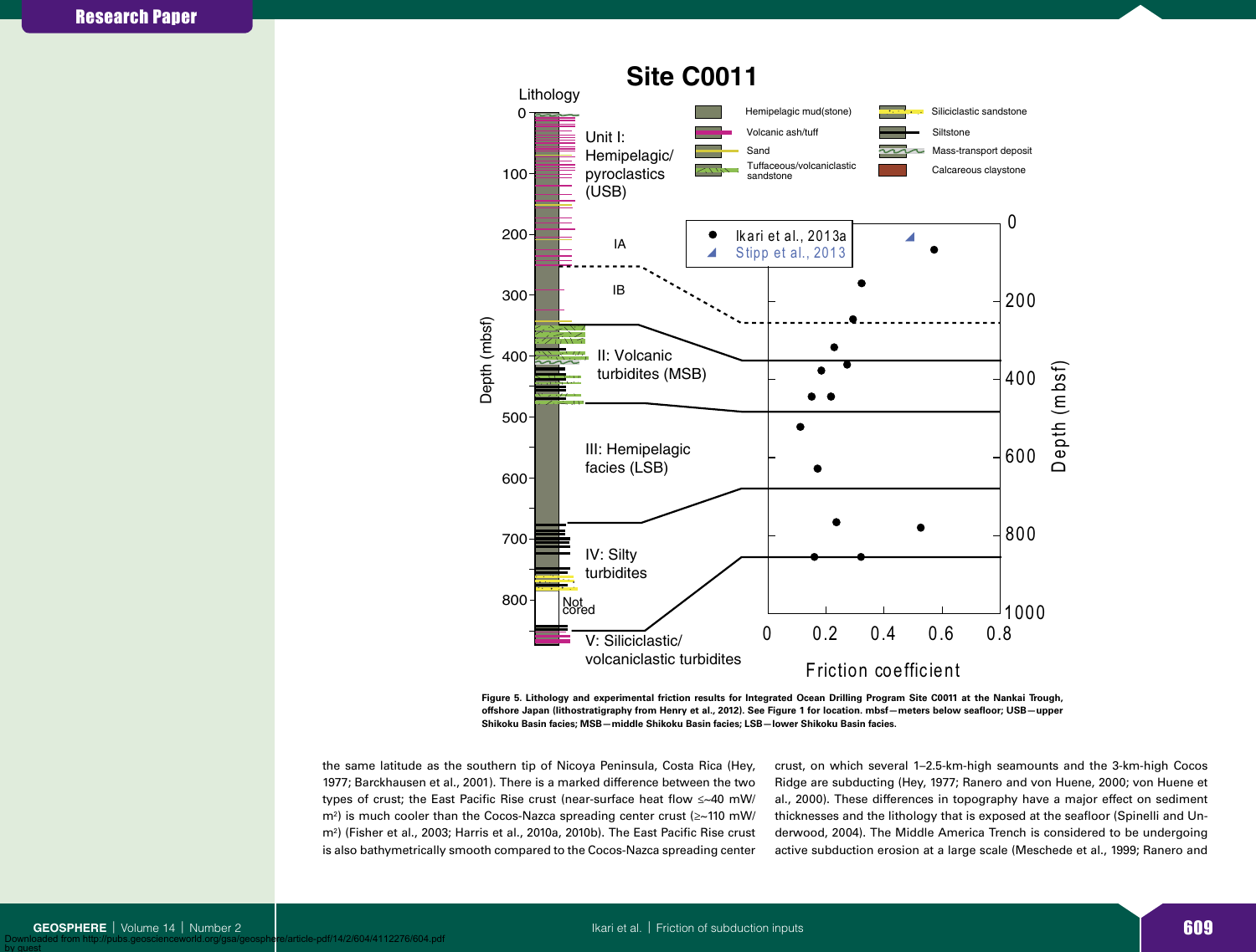Figure 5. Lithology and experimental friction results for Integrated Ocean Drilling Program Site C0011 at the Nankai Trough, offshore Japan (lithostratigraphy from Henry et al., 2012). See Figure 1 for location. mbsf—meters below seafloor; USB—upper Shikoku Basin facies; MSB—middle Shikoku Basin facies; LSB—lower Shikoku Basin facies.

the same latitude as the southern tip of Nicoya Peninsula, Costa Rica (Hey, 1977; Barckhausen et al., 2001). There is a marked difference between the two types of crust; the East Pacific Rise crust (near-surface heat flow ≤~40 mW/m²) is much cooler than the Cocos-Nazca spreading center crust (≥~110 mW/m²) (Fisher et al., 2003; Harris et al., 2010a, 2010b). The East Pacific Rise crust is also bathymetrically smooth compared to the Cocos-Nazca spreading center crust, on which several 1–2.5-km-high seamounts and the 3-km-high Cocos Ridge are subducting (Hey, 1977; Ranero and von Huene, 2000; von Huene et al., 2000). These differences in topography have a major effect on sediment thicknesses and the lithology that is exposed at the seafloor (Spinelli and Underwood, 2004). The Middle America Trench is considered to be undergoing active subduction erosion at a large scale (Meschede et al., 1999; Ranero and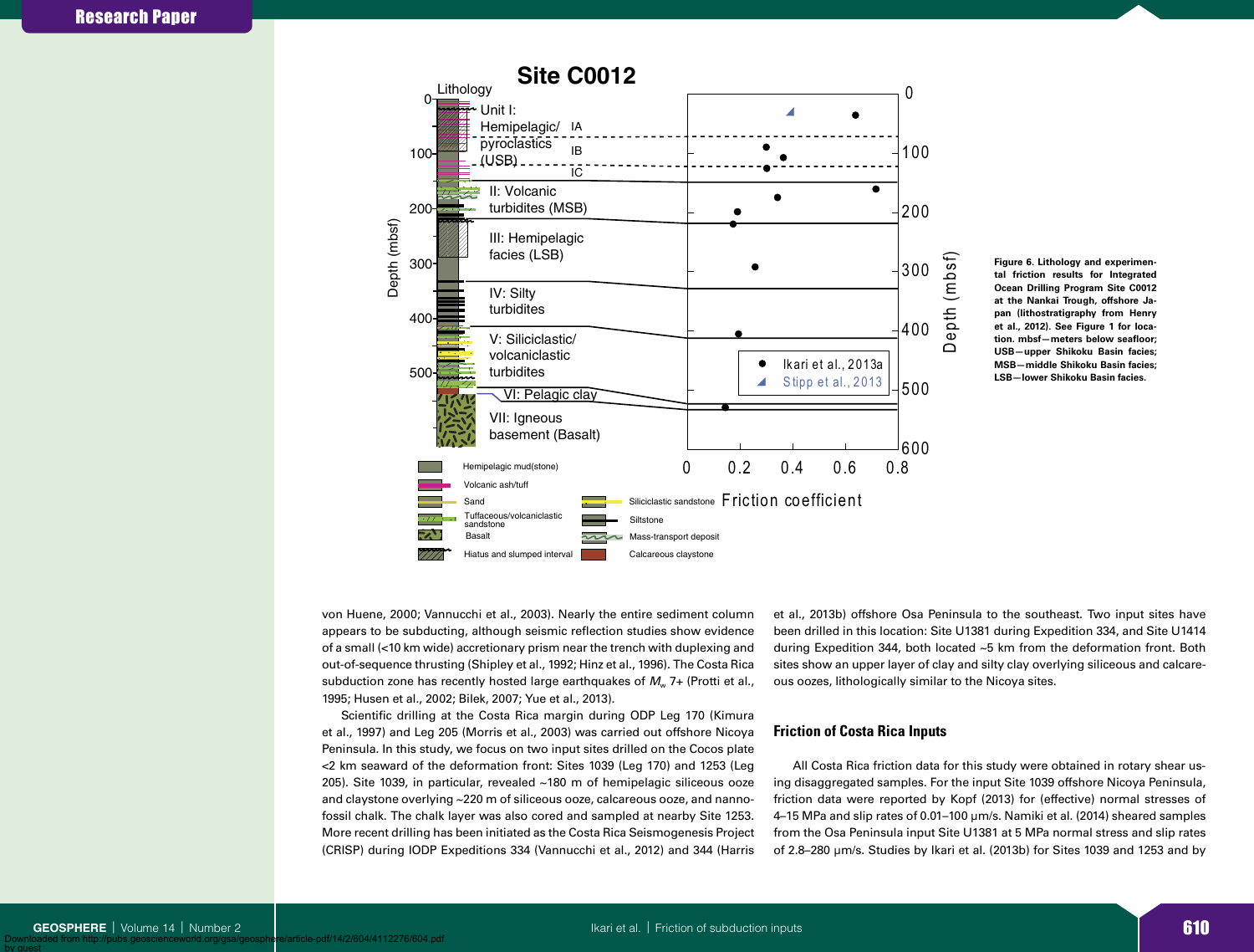Figure 6. Lithology and experimental friction results for Integrated Ocean Drilling Program Site C0012 at the Nankai Trough, offshore Japan (lithostratigraphy from Henry et al., 2012). See Figure 1 for location. mbsf—meters below seafloor; USB—upper Shikoku Basin facies; MSB—middle Shikoku Basin facies; LSB—lower Shikoku Basin facies.

von Huene, 2000; Vannucchi et al., 2003). Nearly the entire sediment column appears to be subducting, although seismic reflection studies show evidence of a small (<10 km wide) accretionary prism near the trench with duplexing and out-of-sequence thrusting (Shipley et al., 1992; Hinz et al., 1996). The Costa Rica subduction zone has recently hosted large earthquakes of $M_w$ 7+ (Protti et al., 1995; Husen et al., 2002; Bilek, 2007; Yue et al., 2013).

Scientific drilling at the Costa Rica margin during ODP Leg 170 (Kimura et al., 1997) and Leg 205 (Morris et al., 2003) was carried out offshore Nicoya Peninsula. In this study, we focus on two input sites drilled on the Cocos plate <2 km seaward of the deformation front: Sites 1039 (Leg 170) and 1253 (Leg 205). Site 1039, in particular, revealed ~180 m of hemipelagic siliceous ooze and claystone overlying ~220 m of siliceous ooze, calcareous ooze, and nannofossil chalk. The chalk layer was also cored and sampled at nearby Site 1253. More recent drilling has been initiated as the Costa Rica Seismogenesis Project (CRISP) during IODP Expeditions 334 (Vannucchi et al., 2012) and 344 (Harris et al., 2013b) offshore Osa Peninsula to the southeast. Two input sites have been drilled in this location: Site U1381 during Expedition 334, and Site U1414 during Expedition 344, both located ~5 km from the deformation front. Both sites show an upper layer of clay and silty clay overlying siliceous and calcareous oozes, lithologically similar to the Nicoya sites.

### Friction of Costa Rica Inputs

All Costa Rica friction data for this study were obtained in rotary shear using disaggregated samples. For the input Site 1039 offshore Nicoya Peninsula, friction data were reported by Kopf (2013) for (effective) normal stresses of 4–15 MPa and slip rates of 0.01–100 µm/s. Namiki et al. (2014) sheared samples from the Osa Peninsula input Site U1381 at 5 MPa normal stress and slip rates of 2.8–280 µm/s. Studies by Ikari et al. (2013b) for Sites 1039 and 1253 and by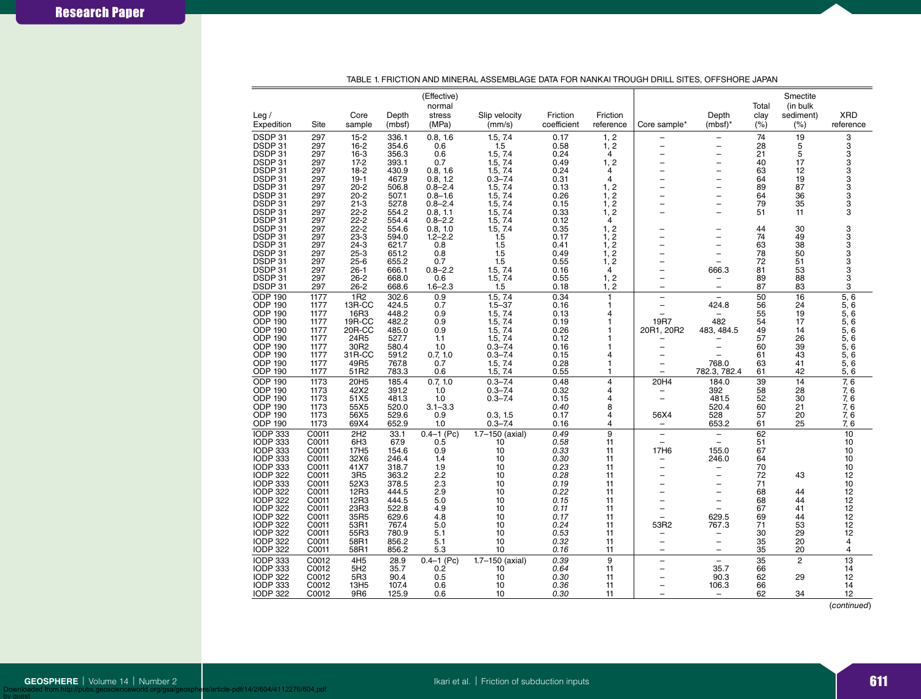TABLE 1. FRICTION AND MINERAL ASSEMBLAGE DATA FOR NANKAI TROUGH DRILL SITES, OFFSHORE JAPAN

| Leg / Expedition | Site | Core sample | Depth (mbsf) | (Effective) normal stress (MPa) | Slip velocity (mm/s) | Friction coefficient | Friction reference | Core sample* | Depth (mbsf)* | Total clay (%) | Smectite (in bulk sediment) (%) | XRD reference |
|---|---|---|---|---|---|---|---|---|---|---|---|---|
| DSDP 31 | 297 | 15-2 | 336.1 | 0.8, 1.6 | 1.5, 7.4 | 0.17 | 1, 2 | – | – | 74 | 19 | 3 |
| DSDP 31 | 297 | 16-2 | 354.6 | 0.6 | 1.5 | 0.58 | 1, 2 | – | – | 28 | 5 | 3 |
| DSDP 31 | 297 | 16-3 | 356.3 | 0.6 | 1.5, 7.4 | 0.24 | 4 | – | – | 21 | 5 | 3 |
| DSDP 31 | 297 | 17-2 | 393.1 | 0.7 | 1.5, 7.4 | 0.49 | 1, 2 | – | – | 40 | 17 | 3 |
| DSDP 31 | 297 | 18-2 | 430.9 | 0.8, 1.6 | 1.5, 7.4 | 0.24 | 4 | – | – | 63 | 12 | 3 |
| DSDP 31 | 297 | 19-1 | 467.9 | 0.8, 1.2 | 0.3–7.4 | 0.31 | 4 | – | – | 64 | 19 | 3 |
| DSDP 31 | 297 | 20-2 | 506.8 | 0.8–2.4 | 1.5, 7.4 | 0.13 | 1, 2 | – | – | 89 | 87 | 3 |
| DSDP 31 | 297 | 20-2 | 507.1 | 0.8–1.6 | 1.5, 7.4 | 0.26 | 1, 2 | – | – | 64 | 36 | 3 |
| DSDP 31 | 297 | 21-3 | 527.8 | 0.8–2.4 | 1.5, 7.4 | 0.15 | 1, 2 | – | – | 79 | 35 | 3 |
| DSDP 31 | 297 | 22-2 | 554.2 | 0.8, 1.1 | 1.5, 7.4 | 0.33 | 1, 2 | – | – | 51 | 11 | 3 |
| DSDP 31 | 297 | 22-2 | 554.4 | 0.8–2.2 | 1.5, 7.4 | 0.12 | 4 | | | | | |
| DSDP 31 | 297 | 22-2 | 554.6 | 0.8, 1.0 | 1.5, 7.4 | 0.35 | 1, 2 | – | – | 44 | 30 | 3 |
| DSDP 31 | 297 | 23-3 | 594.0 | 1.2–2.2 | 1.5 | 0.17 | 1, 2 | – | – | 74 | 49 | 3 |
| DSDP 31 | 297 | 24-3 | 621.7 | 0.8 | 1.5 | 0.41 | 1, 2 | – | – | 63 | 38 | 3 |
| DSDP 31 | 297 | 25-3 | 651.2 | 0.8 | 1.5 | 0.49 | 1, 2 | – | – | 78 | 50 | 3 |
| DSDP 31 | 297 | 25-6 | 655.2 | 0.7 | 1.5 | 0.55 | 1, 2 | – | – | 72 | 51 | 3 |
| DSDP 31 | 297 | 26-1 | 666.1 | 0.8–2.2 | 1.5, 7.4 | 0.16 | 4 | – | 666.3 | 81 | 53 | 3 |
| DSDP 31 | 297 | 26-2 | 668.0 | 0.6 | 1.5, 7.4 | 0.55 | 1, 2 | – | – | 89 | 88 | 3 |
| DSDP 31 | 297 | 26-2 | 668.6 | 1.6–2.3 | 1.5 | 0.18 | 1, 2 | – | – | 87 | 83 | 3 |
| ODP 190 | 1177 | 1R2 | 302.6 | 0.9 | 1.5, 7.4 | 0.34 | 1 | – | – | 50 | 16 | 5, 6 |
| ODP 190 | 1177 | 13R-CC | 424.5 | 0.7 | 1.5–37 | 0.16 | 1 | – | 424.8 | 56 | 24 | 5, 6 |
| ODP 190 | 1177 | 16R3 | 448.2 | 0.9 | 1.5, 7.4 | 0.13 | 4 | – | – | 55 | 19 | 5, 6 |
| ODP 190 | 1177 | 19R-CC | 482.2 | 0.9 | 1.5, 7.4 | 0.19 | 1 | 19R7 | 482 | 54 | 17 | 5, 6 |
| ODP 190 | 1177 | 20R-CC | 485.0 | 0.9 | 1.5, 7.4 | 0.26 | 1 | 20R1, 20R2 | 483, 484.5 | 49 | 14 | 5, 6 |
| ODP 190 | 1177 | 24R5 | 527.7 | 1.1 | 1.5, 7.4 | 0.12 | 1 | – | – | 57 | 26 | 5, 6 |
| ODP 190 | 1177 | 30R2 | 580.4 | 1.0 | 0.3–7.4 | 0.16 | 1 | – | – | 60 | 39 | 5, 6 |
| ODP 190 | 1177 | 31R-CC | 591.2 | 0.7, 1.0 | 0.3–7.4 | 0.15 | 4 | – | – | 61 | 43 | 5, 6 |
| ODP 190 | 1177 | 49R5 | 767.8 | 0.7 | 1.5, 7.4 | 0.28 | 1 | – | 768.0 | 63 | 41 | 5, 6 |
| ODP 190 | 1177 | 51R2 | 783.3 | 0.6 | 1.5, 7.4 | 0.55 | 1 | – | 782.3, 782.4 | 61 | 42 | 5, 6 |
| ODP 190 | 1173 | 20H5 | 185.4 | 0.7, 1.0 | 0.3–7.4 | 0.48 | 4 | 20H4 | 184.0 | 39 | 14 | 7, 6 |
| ODP 190 | 1173 | 42X2 | 391.2 | 1.0 | 0.3–7.4 | 0.32 | 4 | – | 392 | 58 | 28 | 7, 6 |
| ODP 190 | 1173 | 51X5 | 481.3 | 1.0 | 0.3–7.4 | 0.15 | 4 | – | 481.5 | 52 | 30 | 7, 6 |
| ODP 190 | 1173 | 55X5 | 520.0 | 3.1–3.3 | | *0.40* | 8 | | 520.4 | 60 | 21 | 7, 6 |
| ODP 190 | 1173 | 56X5 | 529.6 | 0.9 | 0.3, 1.5 | 0.17 | 4 | 56X4 | 528 | 57 | 20 | 7, 6 |
| ODP 190 | 1173 | 69X4 | 652.9 | 1.0 | 0.3–7.4 | 0.16 | 4 | – | 653.2 | 61 | 25 | 7, 6 |
| IODP 333 | C0011 | 2H2 | 33.1 | 0.4–1 (Pc) | 1.7–150 (axial) | *0.49* | 9 | – | – | 62 | | 10 |
| IODP 333 | C0011 | 6H3 | 67.9 | 0.5 | 10 | *0.58* | 11 | – | – | 51 | | 10 |
| IODP 333 | C0011 | 17H5 | 154.6 | 0.9 | 10 | *0.33* | 11 | 17H6 | 155.0 | 67 | | 10 |
| IODP 333 | C0011 | 32X6 | 246.4 | 1.4 | 10 | *0.30* | 11 | – | 246.0 | 64 | | 10 |
| IODP 333 | C0011 | 41X7 | 318.7 | 1.9 | 10 | *0.23* | 11 | – | – | 70 | | 10 |
| IODP 322 | C0011 | 3R5 | 363.2 | 2.2 | 10 | *0.28* | 11 | – | – | 72 | 43 | 12 |
| IODP 333 | C0011 | 52X3 | 378.5 | 2.3 | 10 | *0.19* | 11 | – | – | 71 | | 10 |
| IODP 322 | C0011 | 12R3 | 444.5 | 2.9 | 10 | *0.22* | 11 | – | – | 68 | 44 | 12 |
| IODP 322 | C0011 | 12R3 | 444.5 | 5.0 | 10 | *0.15* | 11 | – | – | 68 | 44 | 12 |
| IODP 322 | C0011 | 23R3 | 522.8 | 4.9 | 10 | *0.11* | 11 | – | – | 67 | 41 | 12 |
| IODP 322 | C0011 | 35R5 | 629.6 | 4.8 | 10 | *0.17* | 11 | – | 629.5 | 69 | 44 | 12 |
| IODP 322 | C0011 | 53R1 | 767.4 | 5.0 | 10 | *0.24* | 11 | 53R2 | 767.3 | 71 | 53 | 12 |
| IODP 322 | C0011 | 55R3 | 780.9 | 5.1 | 10 | *0.53* | 11 | – | – | 30 | 29 | 12 |
| IODP 322 | C0011 | 58R1 | 856.2 | 5.1 | 10 | *0.32* | 11 | – | – | 35 | 20 | 4 |
| IODP 322 | C0011 | 58R1 | 856.2 | 5.3 | 10 | *0.16* | 11 | – | – | 35 | 20 | 4 |
| IODP 333 | C0012 | 4H5 | 28.9 | 0.4–1 (Pc) | 1.7–150 (axial) | *0.39* | 9 | – | – | 35 | 2 | 13 |
| IODP 333 | C0012 | 5H2 | 35.7 | 0.2 | 10 | *0.64* | 11 | – | 35.7 | 66 | | 14 |
| IODP 322 | C0012 | 5R3 | 90.4 | 0.5 | 10 | *0.30* | 11 | – | 90.3 | 62 | 29 | 12 |
| IODP 333 | C0012 | 13H5 | 107.4 | 0.6 | 10 | *0.36* | 11 | – | 106.3 | 66 | | 14 |
| IODP 322 | C0012 | 9R6 | 125.9 | 0.6 | 10 | *0.30* | 11 | – | – | 62 | 34 | 12 |

(*continued*)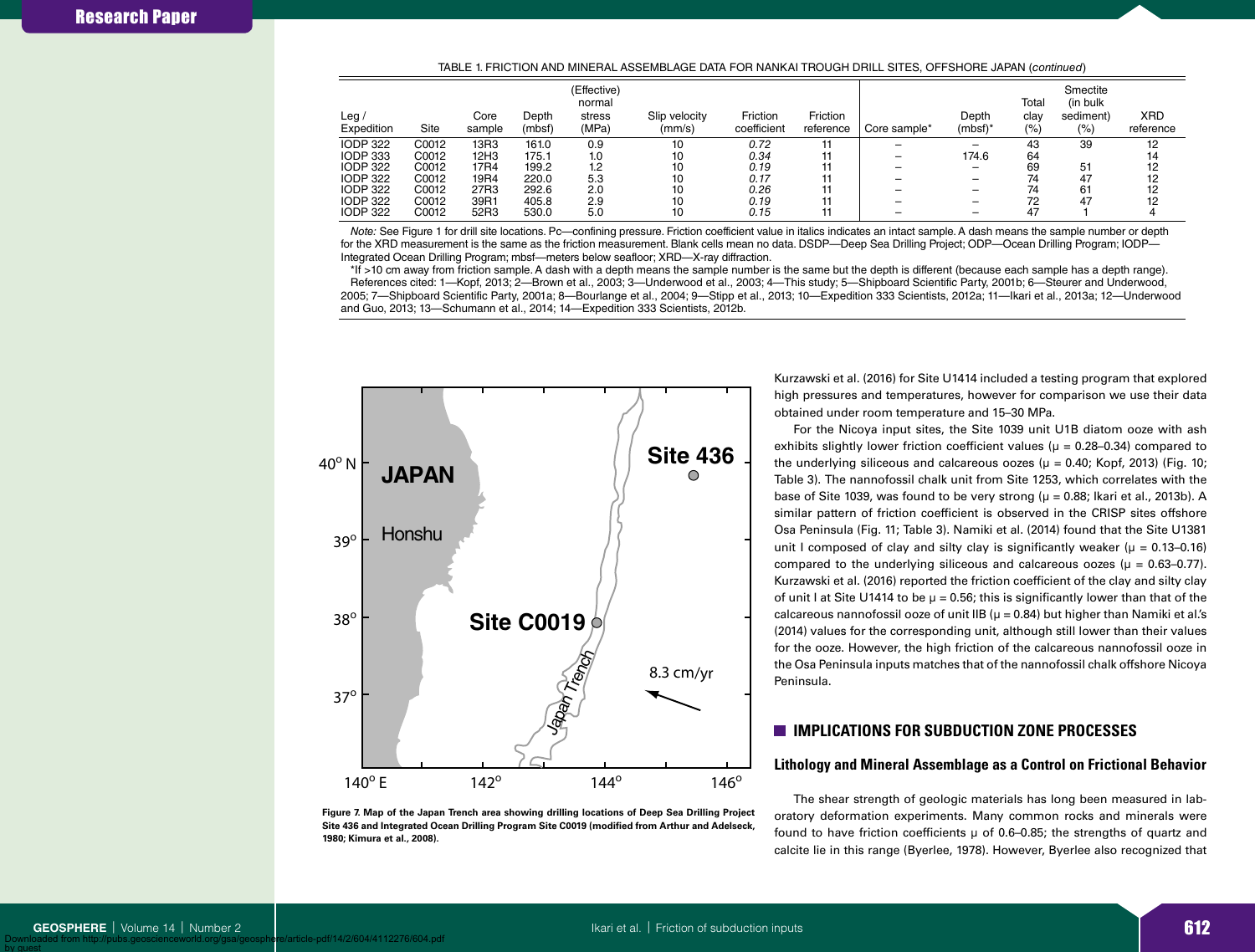TABLE 1. FRICTION AND MINERAL ASSEMBLAGE DATA FOR NANKAI TROUGH DRILL SITES, OFFSHORE JAPAN (*continued*)

| Leg / Expedition | Site | Core sample | Depth (mbsf) | (Effective) normal stress (MPa) | Slip velocity (mm/s) | Friction coefficient | Friction reference | Core sample* | Depth (mbsf)* | Total clay (%) | Smectite (in bulk sediment) (%) | XRD reference |
|---|---|---|---|---|---|---|---|---|---|---|---|---|
| IODP 322 | C0012 | 13R3 | 161.0 | 0.9 | 10 | *0.72* | 11 | – | – | 43 | 39 | 12 |
| IODP 333 | C0012 | 12H3 | 175.1 | 1.0 | 10 | *0.34* | 11 | – | 174.6 | 64 | | 14 |
| IODP 322 | C0012 | 17R4 | 199.2 | 1.2 | 10 | *0.19* | 11 | – | – | 69 | 51 | 12 |
| IODP 322 | C0012 | 19R4 | 220.0 | 5.3 | 10 | *0.17* | 11 | – | – | 74 | 47 | 12 |
| IODP 322 | C0012 | 27R3 | 292.6 | 2.0 | 10 | *0.26* | 11 | – | – | 74 | 61 | 12 |
| IODP 322 | C0012 | 39R1 | 405.8 | 2.9 | 10 | *0.19* | 11 | – | – | 72 | 47 | 12 |
| IODP 322 | C0012 | 52R3 | 530.0 | 5.0 | 10 | *0.15* | 11 | – | – | 47 | 1 | 4 |

*Note:* See Figure 1 for drill site locations. Pc—confining pressure. Friction coefficient value in italics indicates an intact sample. A dash means the sample number or depth for the XRD measurement is the same as the friction measurement. Blank cells mean no data. DSDP—Deep Sea Drilling Project; ODP—Ocean Drilling Program; IODP—Integrated Ocean Drilling Program; mbsf—meters below seafloor; XRD—X-ray diffraction.

*If >10 cm away from friction sample. A dash with a depth means the sample number is the same but the depth is different (because each sample has a depth range).

References cited: 1—Kopf, 2013; 2—Brown et al., 2003; 3—Underwood et al., 2003; 4—This study; 5—Shipboard Scientific Party, 2001b; 6—Steurer and Underwood, 2005; 7—Shipboard Scientific Party, 2001a; 8—Bourlange et al., 2004; 9—Stipp et al., 2013; 10—Expedition 333 Scientists, 2012a; 11—Ikari et al., 2013a; 12—Underwood and Guo, 2013; 13—Schumann et al., 2014; 14—Expedition 333 Scientists, 2012b.

Figure 7. Map of the Japan Trench area showing drilling locations of Deep Sea Drilling Project Site 436 and Integrated Ocean Drilling Program Site C0019 (modified from Arthur and Adelseck, 1980; Kimura et al., 2008).

Kurzawski et al. (2016) for Site U1414 included a testing program that explored high pressures and temperatures, however for comparison we use their data obtained under room temperature and 15–30 MPa.

For the Nicoya input sites, the Site 1039 unit U1B diatom ooze with ash exhibits slightly lower friction coefficient values ($\mu$ = 0.28–0.34) compared to the underlying siliceous and calcareous oozes ($\mu$ = 0.40; Kopf, 2013) (Fig. 10; Table 3). The nannofossil chalk unit from Site 1253, which correlates with the base of Site 1039, was found to be very strong ($\mu$ = 0.88; Ikari et al., 2013b). A similar pattern of friction coefficient is observed in the CRISP sites offshore Osa Peninsula (Fig. 11; Table 3). Namiki et al. (2014) found that the Site U1381 unit I composed of clay and silty clay is significantly weaker ($\mu$ = 0.13–0.16) compared to the underlying siliceous and calcareous oozes ($\mu$ = 0.63–0.77). Kurzawski et al. (2016) reported the friction coefficient of the clay and silty clay of unit I at Site U1414 to be $\mu$ = 0.56; this is significantly lower than that of the calcareous nannofossil ooze of unit IIB ($\mu$ = 0.84) but higher than Namiki et al.'s (2014) values for the corresponding unit, although still lower than their values for the ooze. However, the high friction of the calcareous nannofossil ooze in the Osa Peninsula inputs matches that of the nannofossil chalk offshore Nicoya Peninsula.

## IMPLICATIONS FOR SUBDUCTION ZONE PROCESSES

### Lithology and Mineral Assemblage as a Control on Frictional Behavior

The shear strength of geologic materials has long been measured in laboratory deformation experiments. Many common rocks and minerals were found to have friction coefficients $\mu$ of 0.6–0.85; the strengths of quartz and calcite lie in this range (Byerlee, 1978). However, Byerlee also recognized that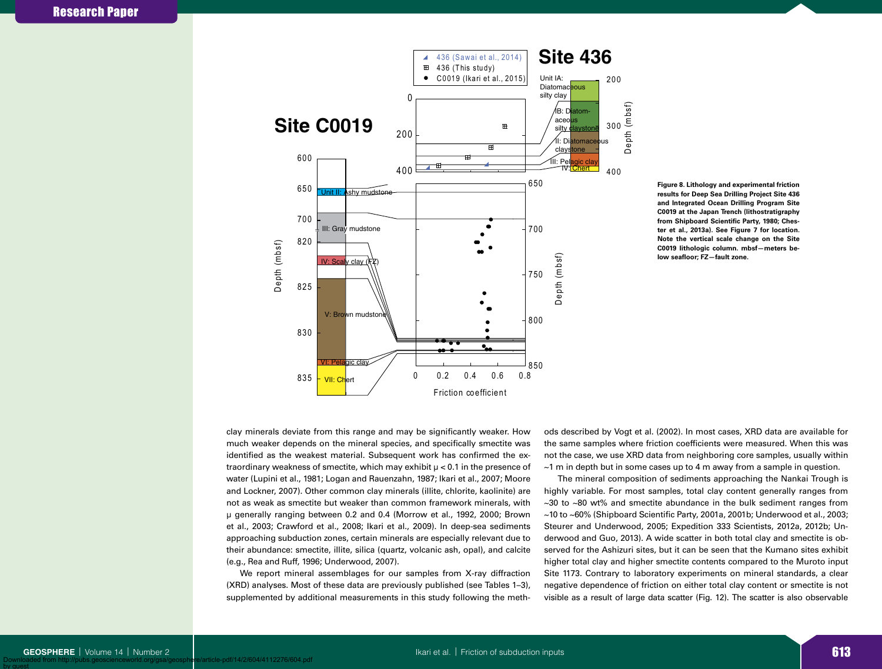Figure 8. Lithology and experimental friction results for Deep Sea Drilling Project Site 436 and Integrated Ocean Drilling Program Site C0019 at the Japan Trench (lithostratigraphy from Shipboard Scientific Party, 1980; Chester et al., 2013a). See Figure 7 for location. Note the vertical scale change on the Site C0019 lithologic column. mbsf—meters below seafloor; FZ—fault zone.

clay minerals deviate from this range and may be significantly weaker. How much weaker depends on the mineral species, and specifically smectite was identified as the weakest material. Subsequent work has confirmed the extraordinary weakness of smectite, which may exhibit $\mu < 0.1$ in the presence of water (Lupini et al., 1981; Logan and Rauenzahn, 1987; Ikari et al., 2007; Moore and Lockner, 2007). Other common clay minerals (illite, chlorite, kaolinite) are not as weak as smectite but weaker than common framework minerals, with $\mu$ generally ranging between 0.2 and 0.4 (Morrow et al., 1992, 2000; Brown et al., 2003; Crawford et al., 2008; Ikari et al., 2009). In deep-sea sediments approaching subduction zones, certain minerals are especially relevant due to their abundance: smectite, illite, silica (quartz, volcanic ash, opal), and calcite (e.g., Rea and Ruff, 1996; Underwood, 2007).

We report mineral assemblages for our samples from X-ray diffraction (XRD) analyses. Most of these data are previously published (see Tables 1–3), supplemented by additional measurements in this study following the methods described by Vogt et al. (2002). In most cases, XRD data are available for the same samples where friction coefficients were measured. When this was not the case, we use XRD data from neighboring core samples, usually within ~1 m in depth but in some cases up to 4 m away from a sample in question.

The mineral composition of sediments approaching the Nankai Trough is highly variable. For most samples, total clay content generally ranges from ~30 to ~80 wt% and smectite abundance in the bulk sediment ranges from ~10 to ~60% (Shipboard Scientific Party, 2001a, 2001b; Underwood et al., 2003; Steurer and Underwood, 2005; Expedition 333 Scientists, 2012a, 2012b; Underwood and Guo, 2013). A wide scatter in both total clay and smectite is observed for the Ashizuri sites, but it can be seen that the Kumano sites exhibit higher total clay and higher smectite contents compared to the Muroto input Site 1173. Contrary to laboratory experiments on mineral standards, a clear negative dependence of friction on either total clay content or smectite is not visible as a result of large data scatter (Fig. 12). The scatter is also observable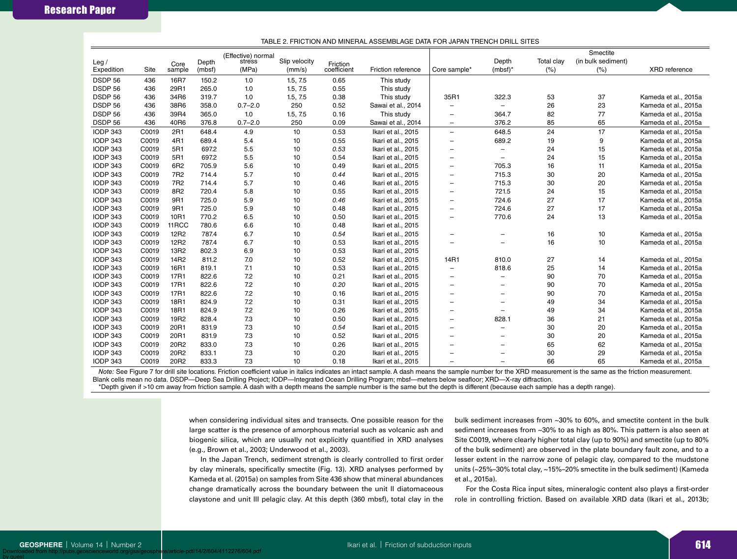TABLE 2. FRICTION AND MINERAL ASSEMBLAGE DATA FOR JAPAN TRENCH DRILL SITES

| Leg / Expedition | Site | Core sample | Depth (mbsf) | (Effective) normal stress (MPa) | Slip velocity (mm/s) | Friction coefficient | Friction reference | Core sample* | Depth (mbsf)* | Total clay (%) | Smectite (in bulk sediment) (%) | XRD reference |
|---|---|---|---|---|---|---|---|---|---|---|---|---|
| DSDP 56 | 436 | 16R7 | 150.2 | 1.0 | 1.5, 7.5 | 0.65 | This study | | | | | |
| DSDP 56 | 436 | 29R1 | 265.0 | 1.0 | 1.5, 7.5 | 0.55 | This study | | | | | |
| DSDP 56 | 436 | 34R6 | 319.7 | 1.0 | 1.5, 7.5 | 0.38 | This study | 35R1 | 322.3 | 53 | 37 | Kameda et al., 2015a |
| DSDP 56 | 436 | 38R6 | 358.0 | 0.7–2.0 | 250 | 0.52 | Sawai et al., 2014 | – | – | 26 | 23 | Kameda et al., 2015a |
| DSDP 56 | 436 | 39R4 | 365.0 | 1.0 | 1.5, 7.5 | 0.16 | This study | – | 364.7 | 82 | 77 | Kameda et al., 2015a |
| DSDP 56 | 436 | 40R6 | 376.8 | 0.7–2.0 | 250 | 0.09 | Sawai et al., 2014 | – | 376.2 | 85 | 65 | Kameda et al., 2015a |
| IODP 343 | C0019 | 2R1 | 648.4 | 4.9 | 10 | 0.53 | Ikari et al., 2015 | – | 648.5 | 24 | 17 | Kameda et al., 2015a |
| IODP 343 | C0019 | 4R1 | 689.4 | 5.4 | 10 | 0.55 | Ikari et al., 2015 | – | 689.2 | 19 | 9 | Kameda et al., 2015a |
| IODP 343 | C0019 | 5R1 | 697.2 | 5.5 | 10 | *0.53* | Ikari et al., 2015 | – | – | 24 | 15 | Kameda et al., 2015a |
| IODP 343 | C0019 | 5R1 | 697.2 | 5.5 | 10 | 0.54 | Ikari et al., 2015 | – | – | 24 | 15 | Kameda et al., 2015a |
| IODP 343 | C0019 | 6R2 | 705.9 | 5.6 | 10 | 0.49 | Ikari et al., 2015 | – | 705.3 | 16 | 11 | Kameda et al., 2015a |
| IODP 343 | C0019 | 7R2 | 714.4 | 5.7 | 10 | *0.44* | Ikari et al., 2015 | – | 715.3 | 30 | 20 | Kameda et al., 2015a |
| IODP 343 | C0019 | 7R2 | 714.4 | 5.7 | 10 | 0.46 | Ikari et al., 2015 | – | 715.3 | 30 | 20 | Kameda et al., 2015a |
| IODP 343 | C0019 | 8R2 | 720.4 | 5.8 | 10 | 0.55 | Ikari et al., 2015 | – | 721.5 | 24 | 15 | Kameda et al., 2015a |
| IODP 343 | C0019 | 9R1 | 725.0 | 5.9 | 10 | *0.46* | Ikari et al., 2015 | – | 724.6 | 27 | 17 | Kameda et al., 2015a |
| IODP 343 | C0019 | 9R1 | 725.0 | 5.9 | 10 | 0.48 | Ikari et al., 2015 | – | 724.6 | 27 | 17 | Kameda et al., 2015a |
| IODP 343 | C0019 | 10R1 | 770.2 | 6.5 | 10 | 0.50 | Ikari et al., 2015 | – | 770.6 | 24 | 13 | Kameda et al., 2015a |
| IODP 343 | C0019 | 11RCC | 780.6 | 6.6 | 10 | 0.48 | Ikari et al., 2015 | | | | | |
| IODP 343 | C0019 | 12R2 | 787.4 | 6.7 | 10 | *0.54* | Ikari et al., 2015 | – | – | 16 | 10 | Kameda et al., 2015a |
| IODP 343 | C0019 | 12R2 | 787.4 | 6.7 | 10 | 0.53 | Ikari et al., 2015 | – | – | 16 | 10 | Kameda et al., 2015a |
| IODP 343 | C0019 | 13R2 | 802.3 | 6.9 | 10 | 0.53 | Ikari et al., 2015 | | | | | |
| IODP 343 | C0019 | 14R2 | 811.2 | 7.0 | 10 | 0.52 | Ikari et al., 2015 | 14R1 | 810.0 | 27 | 14 | Kameda et al., 2015a |
| IODP 343 | C0019 | 16R1 | 819.1 | 7.1 | 10 | 0.53 | Ikari et al., 2015 | – | 818.6 | 25 | 14 | Kameda et al., 2015a |
| IODP 343 | C0019 | 17R1 | 822.6 | 7.2 | 10 | 0.21 | Ikari et al., 2015 | – | – | 90 | 70 | Kameda et al., 2015a |
| IODP 343 | C0019 | 17R1 | 822.6 | 7.2 | 10 | *0.20* | Ikari et al., 2015 | – | – | 90 | 70 | Kameda et al., 2015a |
| IODP 343 | C0019 | 17R1 | 822.6 | 7.2 | 10 | 0.16 | Ikari et al., 2015 | – | – | 90 | 70 | Kameda et al., 2015a |
| IODP 343 | C0019 | 18R1 | 824.9 | 7.2 | 10 | 0.31 | Ikari et al., 2015 | – | – | 49 | 34 | Kameda et al., 2015a |
| IODP 343 | C0019 | 18R1 | 824.9 | 7.2 | 10 | 0.26 | Ikari et al., 2015 | – | – | 49 | 34 | Kameda et al., 2015a |
| IODP 343 | C0019 | 19R2 | 828.4 | 7.3 | 10 | 0.50 | Ikari et al., 2015 | – | 828.1 | 36 | 21 | Kameda et al., 2015a |
| IODP 343 | C0019 | 20R1 | 831.9 | 7.3 | 10 | *0.54* | Ikari et al., 2015 | – | – | 30 | 20 | Kameda et al., 2015a |
| IODP 343 | C0019 | 20R1 | 831.9 | 7.3 | 10 | 0.52 | Ikari et al., 2015 | – | – | 30 | 20 | Kameda et al., 2015a |
| IODP 343 | C0019 | 20R2 | 833.0 | 7.3 | 10 | 0.26 | Ikari et al., 2015 | – | – | 65 | 62 | Kameda et al., 2015a |
| IODP 343 | C0019 | 20R2 | 833.1 | 7.3 | 10 | 0.20 | Ikari et al., 2015 | – | – | 30 | 29 | Kameda et al., 2015a |
| IODP 343 | C0019 | 20R2 | 833.3 | 7.3 | 10 | 0.18 | Ikari et al., 2015 | – | – | 66 | 65 | Kameda et al., 2015a |

*Note:* See Figure 7 for drill site locations. Friction coefficient value in italics indicates an intact sample. A dash means the sample number for the XRD measurement is the same as the friction measurement. Blank cells mean no data. DSDP—Deep Sea Drilling Project; IODP—Integrated Ocean Drilling Program; mbsf—meters below seafloor; XRD—X-ray diffraction.
*Depth given if >10 cm away from friction sample. A dash with a depth means the sample number is the same but the depth is different (because each sample has a depth range).

when considering individual sites and transects. One possible reason for the large scatter is the presence of amorphous material such as volcanic ash and biogenic silica, which are usually not explicitly quantified in XRD analyses (e.g., Brown et al., 2003; Underwood et al., 2003).

In the Japan Trench, sediment strength is clearly controlled to first order by clay minerals, specifically smectite (Fig. 13). XRD analyses performed by Kameda et al. (2015a) on samples from Site 436 show that mineral abundances change dramatically across the boundary between the unit II diatomaceous claystone and unit III pelagic clay. At this depth (360 mbsf), total clay in the bulk sediment increases from ~30% to 60%, and smectite content in the bulk sediment increases from ~30% to as high as 80%. This pattern is also seen at Site C0019, where clearly higher total clay (up to 90%) and smectite (up to 80% of the bulk sediment) are observed in the plate boundary fault zone, and to a lesser extent in the narrow zone of pelagic clay, compared to the mudstone units (~25%–30% total clay, ~15%–20% smectite in the bulk sediment) (Kameda et al., 2015a).

For the Costa Rica input sites, mineralogic content also plays a first-order role in controlling friction. Based on available XRD data (Ikari et al., 2013b;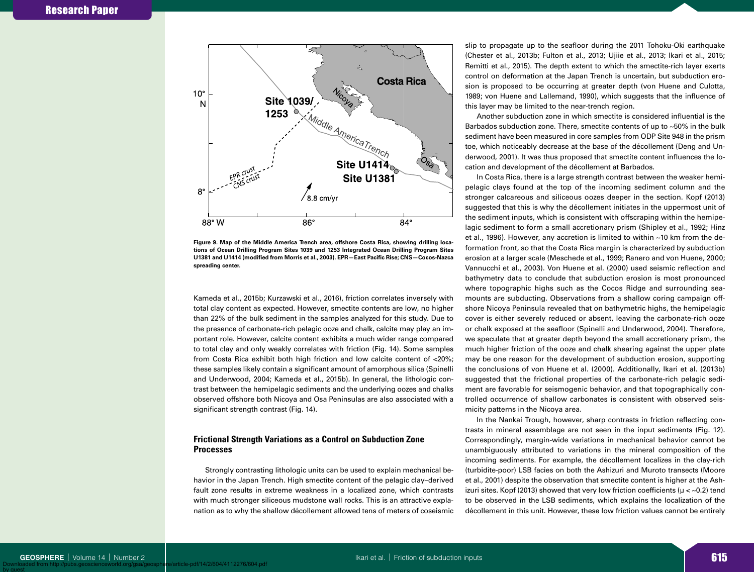Figure 9. Map of the Middle America Trench area, offshore Costa Rica, showing drilling locations of Ocean Drilling Program Sites 1039 and 1253 Integrated Ocean Drilling Program Sites U1381 and U1414 (modified from Morris et al., 2003). EPR—East Pacific Rise; CNS—Cocos-Nazca spreading center.

Kameda et al., 2015b; Kurzawski et al., 2016), friction correlates inversely with total clay content as expected. However, smectite contents are low, no higher than 22% of the bulk sediment in the samples analyzed for this study. Due to the presence of carbonate-rich pelagic ooze and chalk, calcite may play an important role. However, calcite content exhibits a much wider range compared to total clay and only weakly correlates with friction (Fig. 14). Some samples from Costa Rica exhibit both high friction and low calcite content of <20%; these samples likely contain a significant amount of amorphous silica (Spinelli and Underwood, 2004; Kameda et al., 2015b). In general, the lithologic contrast between the hemipelagic sediments and the underlying oozes and chalks observed offshore both Nicoya and Osa Peninsulas are also associated with a significant strength contrast (Fig. 14).

### Frictional Strength Variations as a Control on Subduction Zone Processes

Strongly contrasting lithologic units can be used to explain mechanical behavior in the Japan Trench. High smectite content of the pelagic clay–derived fault zone results in extreme weakness in a localized zone, which contrasts with much stronger siliceous mudstone wall rocks. This is an attractive explanation as to why the shallow décollement allowed tens of meters of coseismic slip to propagate up to the seafloor during the 2011 Tohoku-Oki earthquake (Chester et al., 2013b; Fulton et al., 2013; Ujiie et al., 2013; Ikari et al., 2015; Remitti et al., 2015). The depth extent to which the smectite-rich layer exerts control on deformation at the Japan Trench is uncertain, but subduction erosion is proposed to be occurring at greater depth (von Huene and Culotta, 1989; von Huene and Lallemand, 1990), which suggests that the influence of this layer may be limited to the near-trench region.

Another subduction zone in which smectite is considered influential is the Barbados subduction zone. There, smectite contents of up to ~50% in the bulk sediment have been measured in core samples from ODP Site 948 in the prism toe, which noticeably decrease at the base of the décollement (Deng and Underwood, 2001). It was thus proposed that smectite content influences the location and development of the décollement at Barbados.

In Costa Rica, there is a large strength contrast between the weaker hemipelagic clays found at the top of the incoming sediment column and the stronger calcareous and siliceous oozes deeper in the section. Kopf (2013) suggested that this is why the décollement initiates in the uppermost unit of the sediment inputs, which is consistent with offscraping within the hemipelagic sediment to form a small accretionary prism (Shipley et al., 1992; Hinz et al., 1996). However, any accretion is limited to within ~10 km from the deformation front, so that the Costa Rica margin is characterized by subduction erosion at a larger scale (Meschede et al., 1999; Ranero and von Huene, 2000; Vannucchi et al., 2003). Von Huene et al. (2000) used seismic reflection and bathymetry data to conclude that subduction erosion is most pronounced where topographic highs such as the Cocos Ridge and surrounding seamounts are subducting. Observations from a shallow coring campaign offshore Nicoya Peninsula revealed that on bathymetric highs, the hemipelagic cover is either severely reduced or absent, leaving the carbonate-rich ooze or chalk exposed at the seafloor (Spinelli and Underwood, 2004). Therefore, we speculate that at greater depth beyond the small accretionary prism, the much higher friction of the ooze and chalk shearing against the upper plate may be one reason for the development of subduction erosion, supporting the conclusions of von Huene et al. (2000). Additionally, Ikari et al. (2013b) suggested that the frictional properties of the carbonate-rich pelagic sediment are favorable for seismogenic behavior, and that topographically controlled occurrence of shallow carbonates is consistent with observed seismicity patterns in the Nicoya area.

In the Nankai Trough, however, sharp contrasts in friction reflecting contrasts in mineral assemblage are not seen in the input sediments (Fig. 12). Correspondingly, margin-wide variations in mechanical behavior cannot be unambiguously attributed to variations in the mineral composition of the incoming sediments. For example, the décollement localizes in the clay-rich (turbidite-poor) LSB facies on both the Ashizuri and Muroto transects (Moore et al., 2001) despite the observation that smectite content is higher at the Ashizuri sites. Kopf (2013) showed that very low friction coefficients ($\mu < \sim 0.2$) tend to be observed in the LSB sediments, which explains the localization of the décollement in this unit. However, these low friction values cannot be entirely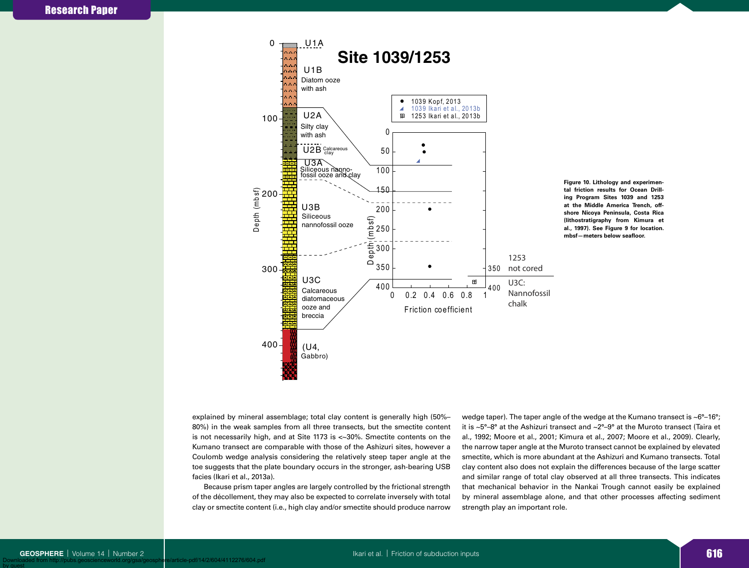Figure 10. Lithology and experimental friction results for Ocean Drilling Program Sites 1039 and 1253 at the Middle America Trench, offshore Nicoya Peninsula, Costa Rica (lithostratigraphy from Kimura et al., 1997). See Figure 9 for location. mbsf—meters below seafloor.

explained by mineral assemblage; total clay content is generally high (50%–80%) in the weak samples from all three transects, but the smectite content is not necessarily high, and at Site 1173 is <~30%. Smectite contents on the Kumano transect are comparable with those of the Ashizuri sites, however a Coulomb wedge analysis considering the relatively steep taper angle at the toe suggests that the plate boundary occurs in the stronger, ash-bearing USB facies (Ikari et al., 2013a).

Because prism taper angles are largely controlled by the frictional strength of the décollement, they may also be expected to correlate inversely with total clay or smectite content (i.e., high clay and/or smectite should produce narrow wedge taper). The taper angle of the wedge at the Kumano transect is ~6°–16°; it is ~5°–8° at the Ashizuri transect and ~2°–9° at the Muroto transect (Taira et al., 1992; Moore et al., 2001; Kimura et al., 2007; Moore et al., 2009). Clearly, the narrow taper angle at the Muroto transect cannot be explained by elevated smectite, which is more abundant at the Ashizuri and Kumano transects. Total clay content also does not explain the differences because of the large scatter and similar range of total clay observed at all three transects. This indicates that mechanical behavior in the Nankai Trough cannot easily be explained by mineral assemblage alone, and that other processes affecting sediment strength play an important role.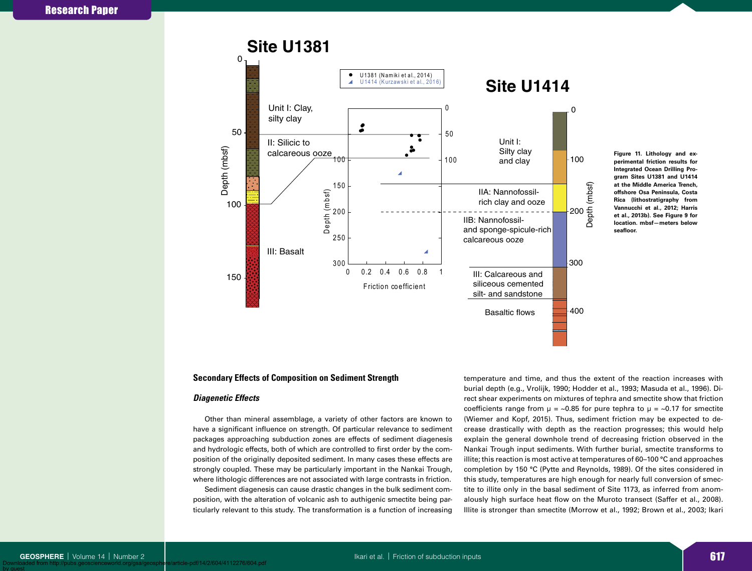Figure 11. Lithology and experimental friction results for Integrated Ocean Drilling Program Sites U1381 and U1414 at the Middle America Trench, offshore Osa Peninsula, Costa Rica (lithostratigraphy from Vannucchi et al., 2012; Harris et al., 2013b). See Figure 9 for location. mbsf—meters below seafloor.

## Secondary Effects of Composition on Sediment Strength

### *Diagenetic Effects*

Other than mineral assemblage, a variety of other factors are known to have a significant influence on strength. Of particular relevance to sediment packages approaching subduction zones are effects of sediment diagenesis and hydrologic effects, both of which are controlled to first order by the composition of the originally deposited sediment. In many cases these effects are strongly coupled. These may be particularly important in the Nankai Trough, where lithologic differences are not associated with large contrasts in friction.

Sediment diagenesis can cause drastic changes in the bulk sediment composition, with the alteration of volcanic ash to authigenic smectite being particularly relevant to this study. The transformation is a function of increasing temperature and time, and thus the extent of the reaction increases with burial depth (e.g., Vrolijk, 1990; Hodder et al., 1993; Masuda et al., 1996). Direct shear experiments on mixtures of tephra and smectite show that friction coefficients range from $\mu$ = ~0.85 for pure tephra to $\mu$ = ~0.17 for smectite (Wiemer and Kopf, 2015). Thus, sediment friction may be expected to decrease drastically with depth as the reaction progresses; this would help explain the general downhole trend of decreasing friction observed in the Nankai Trough input sediments. With further burial, smectite transforms to illite; this reaction is most active at temperatures of 60–100 °C and approaches completion by 150 °C (Pytte and Reynolds, 1989). Of the sites considered in this study, temperatures are high enough for nearly full conversion of smectite to illite only in the basal sediment of Site 1173, as inferred from anomalously high surface heat flow on the Muroto transect (Saffer et al., 2008). Illite is stronger than smectite (Morrow et al., 1992; Brown et al., 2003; Ikari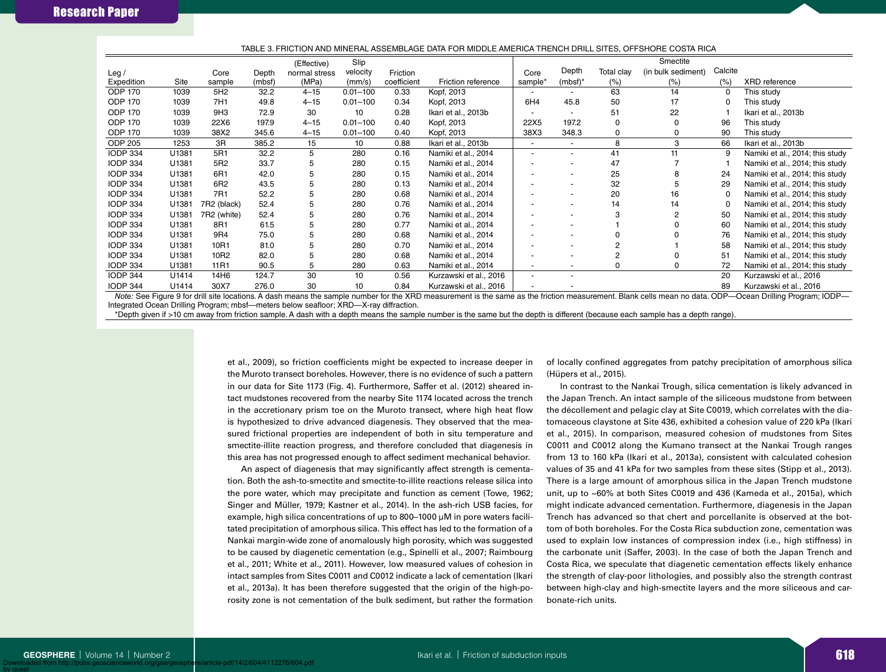TABLE 3. FRICTION AND MINERAL ASSEMBLAGE DATA FOR MIDDLE AMERICA TRENCH DRILL SITES, OFFSHORE COSTA RICA

| Leg / Expedition | Site | Core sample | Depth (mbsf) | (Effective) normal stress (MPa) | Slip velocity (mm/s) | Friction coefficient | Friction reference | Core sample* | Depth (mbsf)* | Total clay (%) | Smectite (in bulk sediment) (%) | Calcite (%) | XRD reference |
|---|---|---|---|---|---|---|---|---|---|---|---|---|---|
| ODP 170 | 1039 | 5H2 | 32.2 | 4–15 | 0.01–100 | 0.33 | Kopf, 2013 | - | - | 63 | 14 | 0 | This study |
| ODP 170 | 1039 | 7H1 | 49.8 | 4–15 | 0.01–100 | 0.34 | Kopf, 2013 | 6H4 | 45.8 | 50 | 17 | 0 | This study |
| ODP 170 | 1039 | 9H3 | 72.9 | 30 | 10 | 0.28 | Ikari et al., 2013b | - | - | 51 | 22 | 1 | Ikari et al., 2013b |
| ODP 170 | 1039 | 22X6 | 197.9 | 4–15 | 0.01–100 | 0.40 | Kopf, 2013 | 22X5 | 197.2 | 0 | 0 | 96 | This study |
| ODP 170 | 1039 | 38X2 | 345.6 | 4–15 | 0.01–100 | 0.40 | Kopf, 2013 | 38X3 | 348.3 | 0 | 0 | 90 | This study |
| ODP 205 | 1253 | 3R | 385.2 | 15 | 10 | 0.88 | Ikari et al., 2013b | - | - | 8 | 3 | 66 | Ikari et al., 2013b |
| IODP 334 | U1381 | 5R1 | 32.2 | 5 | 280 | 0.16 | Namiki et al., 2014 | - | - | 41 | 11 | 9 | Namiki et al., 2014; this study |
| IODP 334 | U1381 | 5R2 | 33.7 | 5 | 280 | 0.15 | Namiki et al., 2014 | - | - | 47 | 7 | 1 | Namiki et al., 2014; this study |
| IODP 334 | U1381 | 6R1 | 42.0 | 5 | 280 | 0.15 | Namiki et al., 2014 | - | - | 25 | 8 | 24 | Namiki et al., 2014; this study |
| IODP 334 | U1381 | 6R2 | 43.5 | 5 | 280 | 0.13 | Namiki et al., 2014 | - | - | 32 | 5 | 29 | Namiki et al., 2014; this study |
| IODP 334 | U1381 | 7R1 | 52.2 | 5 | 280 | 0.68 | Namiki et al., 2014 | - | - | 20 | 16 | 0 | Namiki et al., 2014; this study |
| IODP 334 | U1381 | 7R2 (black) | 52.4 | 5 | 280 | 0.76 | Namiki et al., 2014 | - | - | 14 | 14 | 0 | Namiki et al., 2014; this study |
| IODP 334 | U1381 | 7R2 (white) | 52.4 | 5 | 280 | 0.76 | Namiki et al., 2014 | - | - | 3 | 2 | 50 | Namiki et al., 2014; this study |
| IODP 334 | U1381 | 8R1 | 61.5 | 5 | 280 | 0.77 | Namiki et al., 2014 | - | - | 1 | 0 | 60 | Namiki et al., 2014; this study |
| IODP 334 | U1381 | 9R4 | 75.0 | 5 | 280 | 0.68 | Namiki et al., 2014 | - | - | 0 | 0 | 76 | Namiki et al., 2014; this study |
| IODP 334 | U1381 | 10R1 | 81.0 | 5 | 280 | 0.70 | Namiki et al., 2014 | - | - | 2 | 1 | 58 | Namiki et al., 2014; this study |
| IODP 334 | U1381 | 10R2 | 82.0 | 5 | 280 | 0.68 | Namiki et al., 2014 | - | - | 2 | 0 | 51 | Namiki et al., 2014; this study |
| IODP 334 | U1381 | 11R1 | 90.5 | 5 | 280 | 0.63 | Namiki et al., 2014 | - | - | 0 | 0 | 72 | Namiki et al., 2014; this study |
| IODP 344 | U1414 | 14H6 | 124.7 | 30 | 10 | 0.56 | Kurzawski et al., 2016 | - | - | | | 20 | Kurzawski et al., 2016 |
| IODP 344 | U1414 | 30X7 | 276.0 | 30 | 10 | 0.84 | Kurzawski et al., 2016 | - | - | | | 89 | Kurzawski et al., 2016 |

*Note:* See Figure 9 for drill site locations. A dash means the sample number for the XRD measurement is the same as the friction measurement. Blank cells mean no data. ODP—Ocean Drilling Program; IODP—Integrated Ocean Drilling Program; mbsf—meters below seafloor; XRD—X-ray diffraction.

*Depth given if >10 cm away from friction sample. A dash with a depth means the sample number is the same but the depth is different (because each sample has a depth range).

et al., 2009), so friction coefficients might be expected to increase deeper in the Muroto transect boreholes. However, there is no evidence of such a pattern in our data for Site 1173 (Fig. 4). Furthermore, Saffer et al. (2012) sheared intact mudstones recovered from the nearby Site 1174 located across the trench in the accretionary prism toe on the Muroto transect, where high heat flow is hypothesized to drive advanced diagenesis. They observed that the measured frictional properties are independent of both in situ temperature and smectite-illite reaction progress, and therefore concluded that diagenesis in this area has not progressed enough to affect sediment mechanical behavior.

An aspect of diagenesis that may significantly affect strength is cementation. Both the ash-to-smectite and smectite-to-illite reactions release silica into the pore water, which may precipitate and function as cement (Towe, 1962; Singer and Müller, 1979; Kastner et al., 2014). In the ash-rich USB facies, for example, high silica concentrations of up to 800–1000 μM in pore waters facilitated precipitation of amorphous silica. This effect has led to the formation of a Nankai margin-wide zone of anomalously high porosity, which was suggested to be caused by diagenetic cementation (e.g., Spinelli et al., 2007; Raimbourg et al., 2011; White et al., 2011). However, low measured values of cohesion in intact samples from Sites C0011 and C0012 indicate a lack of cementation (Ikari et al., 2013a). It has been therefore suggested that the origin of the high-porosity zone is not cementation of the bulk sediment, but rather the formation of locally confined aggregates from patchy precipitation of amorphous silica (Hüpers et al., 2015).

In contrast to the Nankai Trough, silica cementation is likely advanced in the Japan Trench. An intact sample of the siliceous mudstone from between the décollement and pelagic clay at Site C0019, which correlates with the diatomaceous claystone at Site 436, exhibited a cohesion value of 220 kPa (Ikari et al., 2015). In comparison, measured cohesion of mudstones from Sites C0011 and C0012 along the Kumano transect at the Nankai Trough ranges from 13 to 160 kPa (Ikari et al., 2013a), consistent with calculated cohesion values of 35 and 41 kPa for two samples from these sites (Stipp et al., 2013). There is a large amount of amorphous silica in the Japan Trench mudstone unit, up to ~60% at both Sites C0019 and 436 (Kameda et al., 2015a), which might indicate advanced cementation. Furthermore, diagenesis in the Japan Trench has advanced so that chert and porcellanite is observed at the bottom of both boreholes. For the Costa Rica subduction zone, cementation was used to explain low instances of compression index (i.e., high stiffness) in the carbonate unit (Saffer, 2003). In the case of both the Japan Trench and Costa Rica, we speculate that diagenetic cementation effects likely enhance the strength of clay-poor lithologies, and possibly also the strength contrast between high-clay and high-smectite layers and the more siliceous and carbonate-rich units.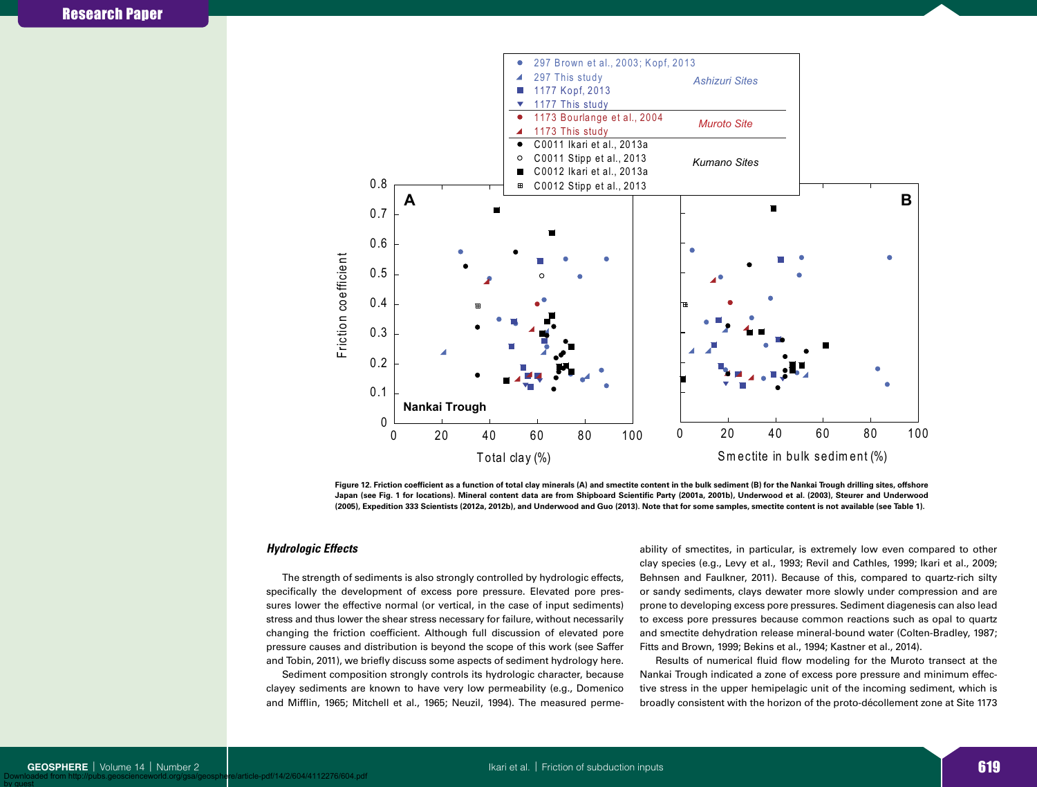Figure 12. Friction coefficient as a function of total clay minerals (A) and smectite content in the bulk sediment (B) for the Nankai Trough drilling sites, offshore Japan (see Fig. 1 for locations). Mineral content data are from Shipboard Scientific Party (2001a, 2001b), Underwood et al. (2003), Steurer and Underwood (2005), Expedition 333 Scientists (2012a, 2012b), and Underwood and Guo (2013). Note that for some samples, smectite content is not available (see Table 1).

### *Hydrologic Effects*

The strength of sediments is also strongly controlled by hydrologic effects, specifically the development of excess pore pressure. Elevated pore pressures lower the effective normal (or vertical, in the case of input sediments) stress and thus lower the shear stress necessary for failure, without necessarily changing the friction coefficient. Although full discussion of elevated pore pressure causes and distribution is beyond the scope of this work (see Saffer and Tobin, 2011), we briefly discuss some aspects of sediment hydrology here.

Sediment composition strongly controls its hydrologic character, because clayey sediments are known to have very low permeability (e.g., Domenico and Mifflin, 1965; Mitchell et al., 1965; Neuzil, 1994). The measured permeability of smectites, in particular, is extremely low even compared to other clay species (e.g., Levy et al., 1993; Revil and Cathles, 1999; Ikari et al., 2009; Behnsen and Faulkner, 2011). Because of this, compared to quartz-rich silty or sandy sediments, clays dewater more slowly under compression and are prone to developing excess pore pressures. Sediment diagenesis can also lead to excess pore pressures because common reactions such as opal to quartz and smectite dehydration release mineral-bound water (Colten-Bradley, 1987; Fitts and Brown, 1999; Bekins et al., 1994; Kastner et al., 2014).

Results of numerical fluid flow modeling for the Muroto transect at the Nankai Trough indicated a zone of excess pore pressure and minimum effective stress in the upper hemipelagic unit of the incoming sediment, which is broadly consistent with the horizon of the proto-décollement zone at Site 1173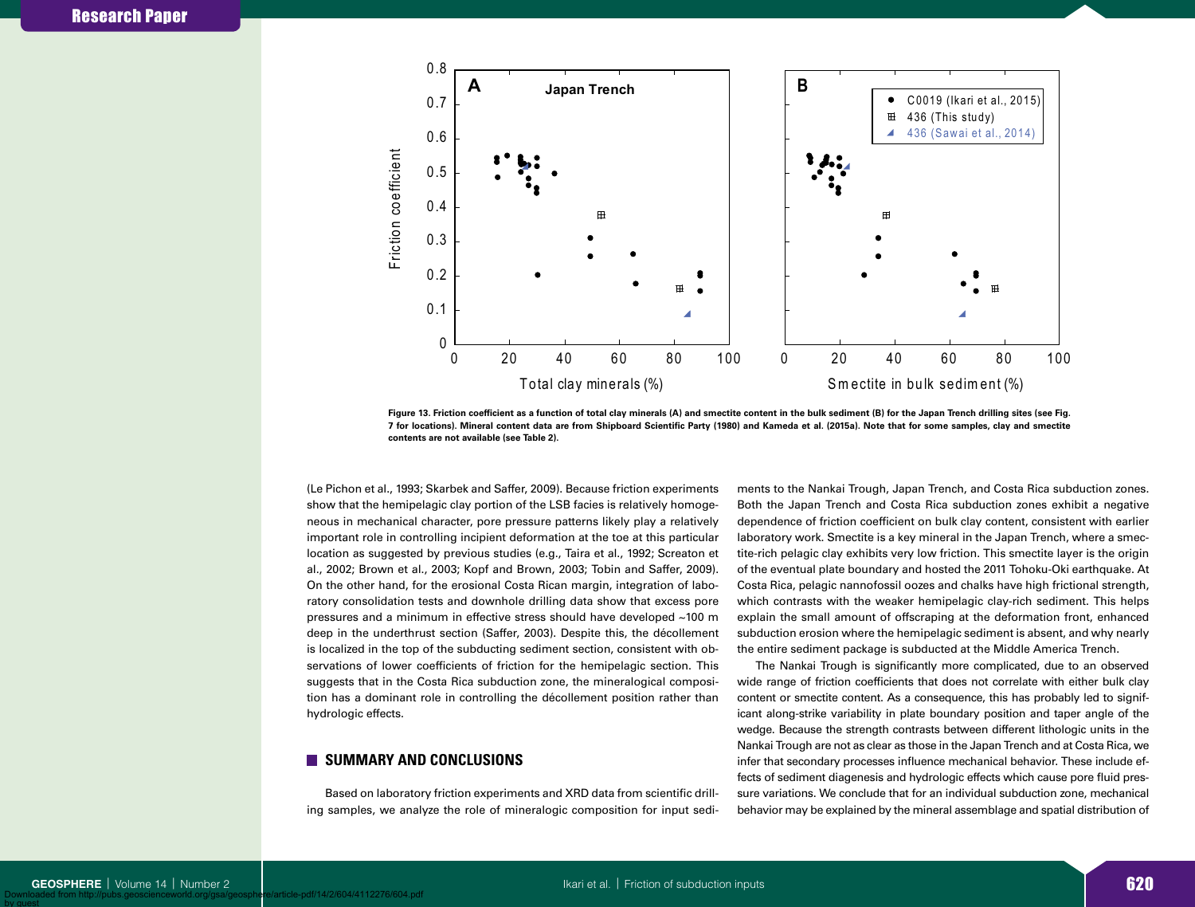Figure 13. Friction coefficient as a function of total clay minerals (A) and smectite content in the bulk sediment (B) for the Japan Trench drilling sites (see Fig. 7 for locations). Mineral content data are from Shipboard Scientific Party (1980) and Kameda et al. (2015a). Note that for some samples, clay and smectite contents are not available (see Table 2).

(Le Pichon et al., 1993; Skarbek and Saffer, 2009). Because friction experiments show that the hemipelagic clay portion of the LSB facies is relatively homogeneous in mechanical character, pore pressure patterns likely play a relatively important role in controlling incipient deformation at the toe at this particular location as suggested by previous studies (e.g., Taira et al., 1992; Screaton et al., 2002; Brown et al., 2003; Kopf and Brown, 2003; Tobin and Saffer, 2009). On the other hand, for the erosional Costa Rican margin, integration of laboratory consolidation tests and downhole drilling data show that excess pore pressures and a minimum in effective stress should have developed ~100 m deep in the underthrust section (Saffer, 2003). Despite this, the décollement is localized in the top of the subducting sediment section, consistent with observations of lower coefficients of friction for the hemipelagic section. This suggests that in the Costa Rica subduction zone, the mineralogical composition has a dominant role in controlling the décollement position rather than hydrologic effects.

## SUMMARY AND CONCLUSIONS

Based on laboratory friction experiments and XRD data from scientific drilling samples, we analyze the role of mineralogic composition for input sediments to the Nankai Trough, Japan Trench, and Costa Rica subduction zones. Both the Japan Trench and Costa Rica subduction zones exhibit a negative dependence of friction coefficient on bulk clay content, consistent with earlier laboratory work. Smectite is a key mineral in the Japan Trench, where a smectite-rich pelagic clay exhibits very low friction. This smectite layer is the origin of the eventual plate boundary and hosted the 2011 Tohoku-Oki earthquake. At Costa Rica, pelagic nannofossil oozes and chalks have high frictional strength, which contrasts with the weaker hemipelagic clay-rich sediment. This helps explain the small amount of offscraping at the deformation front, enhanced subduction erosion where the hemipelagic sediment is absent, and why nearly the entire sediment package is subducted at the Middle America Trench.

The Nankai Trough is significantly more complicated, due to an observed wide range of friction coefficients that does not correlate with either bulk clay content or smectite content. As a consequence, this has probably led to significant along-strike variability in plate boundary position and taper angle of the wedge. Because the strength contrasts between different lithologic units in the Nankai Trough are not as clear as those in the Japan Trench and at Costa Rica, we infer that secondary processes influence mechanical behavior. These include effects of sediment diagenesis and hydrologic effects which cause pore fluid pressure variations. We conclude that for an individual subduction zone, mechanical behavior may be explained by the mineral assemblage and spatial distribution of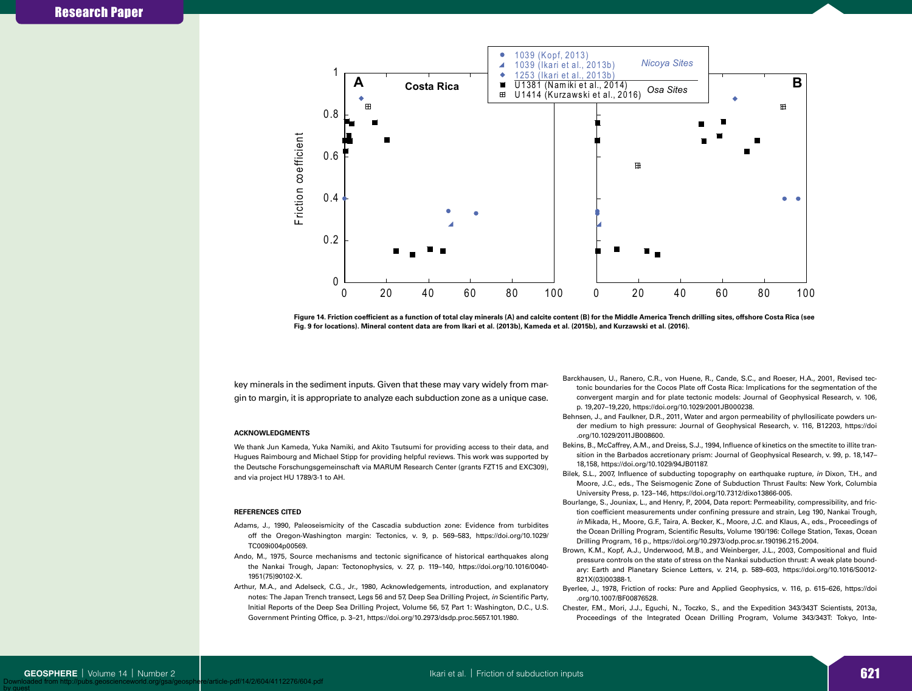Figure 14. Friction coefficient as a function of total clay minerals (A) and calcite content (B) for the Middle America Trench drilling sites, offshore Costa Rica (see Fig. 9 for locations). Mineral content data are from Ikari et al. (2013b), Kameda et al. (2015b), and Kurzawski et al. (2016).

key minerals in the sediment inputs. Given that these may vary widely from margin to margin, it is appropriate to analyze each subduction zone as a unique case.

## ACKNOWLEDGMENTS

We thank Jun Kameda, Yuka Namiki, and Akito Tsutsumi for providing access to their data, and Hugues Raimbourg and Michael Stipp for providing helpful reviews. This work was supported by the Deutsche Forschungsgemeinschaft via MARUM Research Center (grants FZT15 and EXC309), and via project HU 1789/3-1 to AH.

## REFERENCES CITED

Adams, J., 1990, Paleoseismicity of the Cascadia subduction zone: Evidence from turbidites off the Oregon-Washington margin: Tectonics, v. 9, p. 569–583, https://doi.org/10.1029/TC009i004p00569.

Ando, M., 1975, Source mechanisms and tectonic significance of historical earthquakes along the Nankai Trough, Japan: Tectonophysics, v. 27, p. 119–140, https://doi.org/10.1016/0040-1951(75)90102-X.

Arthur, M.A., and Adelseck, C.G., Jr., 1980, Acknowledgements, introduction, and explanatory notes: The Japan Trench transect, Legs 56 and 57, Deep Sea Drilling Project, *in* Scientific Party, Initial Reports of the Deep Sea Drilling Project, Volume 56, 57, Part 1: Washington, D.C., U.S. Government Printing Office, p. 3–21, https://doi.org/10.2973/dsdp.proc.5657.101.1980.

Barckhausen, U., Ranero, C.R., von Huene, R., Cande, S.C., and Roeser, H.A., 2001, Revised tectonic boundaries for the Cocos Plate off Costa Rica: Implications for the segmentation of the convergent margin and for plate tectonic models: Journal of Geophysical Research, v. 106, p. 19,207–19,220, https://doi.org/10.1029/2001JB000238.

Behnsen, J., and Faulkner, D.R., 2011, Water and argon permeability of phyllosilicate powders under medium to high pressure: Journal of Geophysical Research, v. 116, B12203, https://doi.org/10.1029/2011JB008600.

Bekins, B., McCaffrey, A.M., and Dreiss, S.J., 1994, Influence of kinetics on the smectite to illite transition in the Barbados accretionary prism: Journal of Geophysical Research, v. 99, p. 18,147–18,158, https://doi.org/10.1029/94JB01187.

Bilek, S.L., 2007, Influence of subducting topography on earthquake rupture, *in* Dixon, T.H., and Moore, J.C., eds., The Seismogenic Zone of Subduction Thrust Faults: New York, Columbia University Press, p. 123–146, https://doi.org/10.7312/dixo13866-005.

Bourlange, S., Jouniaux, L., and Henry, P., 2004, Data report: Permeability, compressibility, and friction coefficient measurements under confining pressure and strain, Leg 190, Nankai Trough, *in* Mikada, H., Moore, G.F., Taira, A. Becker, K., Moore, J.C. and Klaus, A., eds., Proceedings of the Ocean Drilling Program, Scientific Results, Volume 190/196: College Station, Texas, Ocean Drilling Program, 16 p., https://doi.org/10.2973/odp.proc.sr.190196.215.2004.

Brown, K.M., Kopf, A.J., Underwood, M.B., and Weinberger, J.L., 2003, Compositional and fluid pressure controls on the state of stress on the Nankai subduction thrust: A weak plate boundary: Earth and Planetary Science Letters, v. 214, p. 589–603, https://doi.org/10.1016/S0012-821X(03)00388-1.

Byerlee, J., 1978, Friction of rocks: Pure and Applied Geophysics, v. 116, p. 615–626, https://doi.org/10.1007/BF00876528.

Chester, F.M., Mori, J.J., Eguchi, N., Toczko, S., and the Expedition 343/343T Scientists, 2013a, Proceedings of the Integrated Ocean Drilling Program, Volume 343/343T: Tokyo, Inte-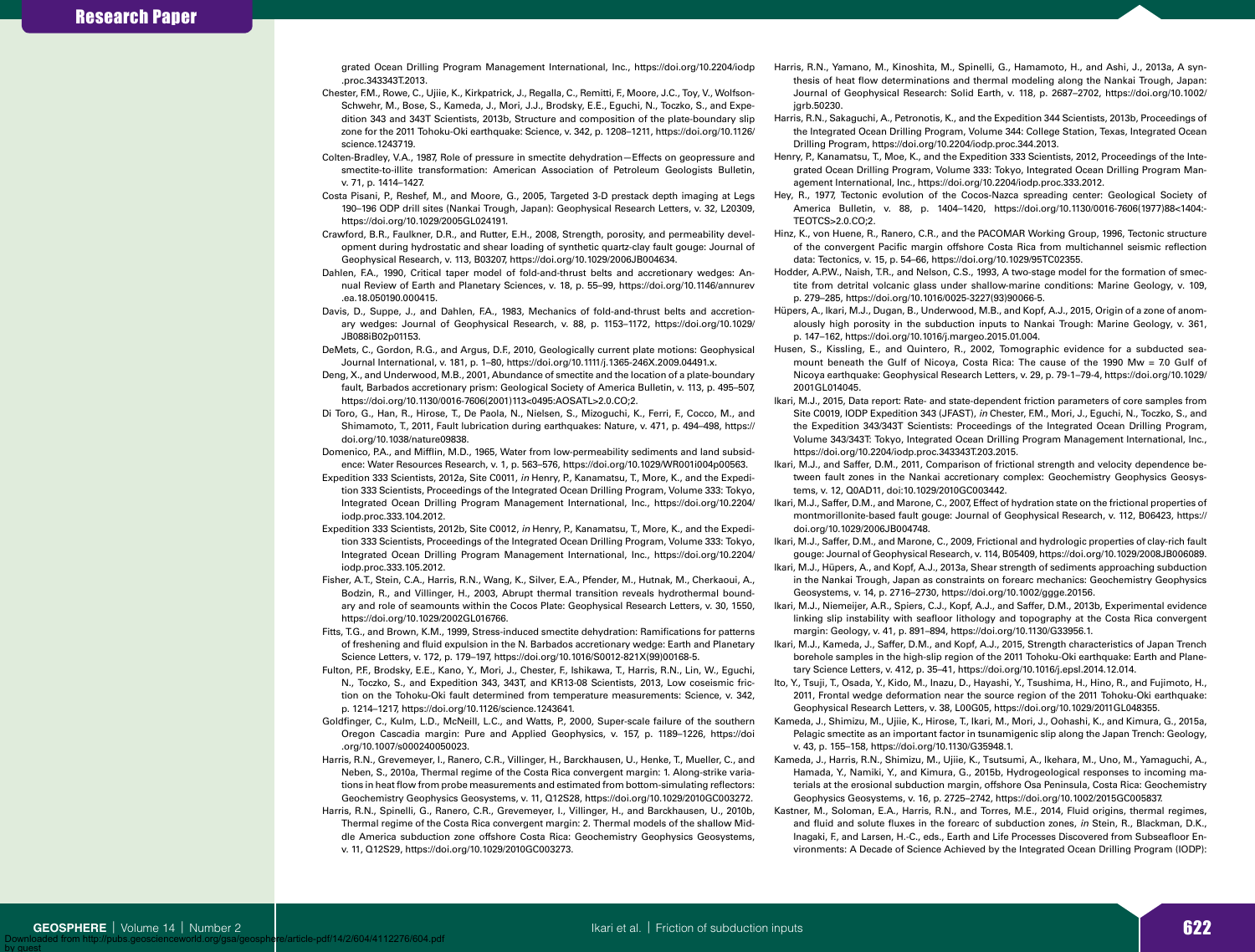grated Ocean Drilling Program Management International, Inc., https://doi.org/10.2204/iodp.proc.343343T.2013.

Chester, F.M., Rowe, C., Ujiie, K., Kirkpatrick, J., Regalla, C., Remitti, F., Moore, J.C., Toy, V., Wolfson-Schwehr, M., Bose, S., Kameda, J., Mori, J.J., Brodsky, E.E., Eguchi, N., Toczko, S., and Expedition 343 and 343T Scientists, 2013b, Structure and composition of the plate-boundary slip zone for the 2011 Tohoku-Oki earthquake: Science, v. 342, p. 1208–1211, https://doi.org/10.1126/science.1243719.

Colten-Bradley, V.A., 1987, Role of pressure in smectite dehydration—Effects on geopressure and smectite-to-illite transformation: American Association of Petroleum Geologists Bulletin, v. 71, p. 1414–1427.

Costa Pisani, P., Reshef, M., and Moore, G., 2005, Targeted 3-D prestack depth imaging at Legs 190–196 ODP drill sites (Nankai Trough, Japan): Geophysical Research Letters, v. 32, L20309, https://doi.org/10.1029/2005GL024191.

Crawford, B.R., Faulkner, D.R., and Rutter, E.H., 2008, Strength, porosity, and permeability development during hydrostatic and shear loading of synthetic quartz-clay fault gouge: Journal of Geophysical Research, v. 113, B03207, https://doi.org/10.1029/2006JB004634.

Dahlen, F.A., 1990, Critical taper model of fold-and-thrust belts and accretionary wedges: Annual Review of Earth and Planetary Sciences, v. 18, p. 55–99, https://doi.org/10.1146/annurev.ea.18.050190.000415.

Davis, D., Suppe, J., and Dahlen, F.A., 1983, Mechanics of fold-and-thrust belts and accretionary wedges: Journal of Geophysical Research, v. 88, p. 1153–1172, https://doi.org/10.1029/JB088iB02p01153.

DeMets, C., Gordon, R.G., and Argus, D.F., 2010, Geologically current plate motions: Geophysical Journal International, v. 181, p. 1–80, https://doi.org/10.1111/j.1365-246X.2009.04491.x.

Deng, X., and Underwood, M.B., 2001, Abundance of smectite and the location of a plate-boundary fault, Barbados accretionary prism: Geological Society of America Bulletin, v. 113, p. 495–507, https://doi.org/10.1130/0016-7606(2001)113<0495:AOSATL>2.0.CO;2.

Di Toro, G., Han, R., Hirose, T., De Paola, N., Nielsen, S., Mizoguchi, K., Ferri, F., Cocco, M., and Shimamoto, T., 2011, Fault lubrication during earthquakes: Nature, v. 471, p. 494–498, https://doi.org/10.1038/nature09838.

Domenico, P.A., and Mifflin, M.D., 1965, Water from low-permeability sediments and land subsidence: Water Resources Research, v. 1, p. 563–576, https://doi.org/10.1029/WR001i004p00563.

Expedition 333 Scientists, 2012a, Site C0011, *in* Henry, P., Kanamatsu, T., More, K., and the Expedition 333 Scientists, Proceedings of the Integrated Ocean Drilling Program, Volume 333: Tokyo, Integrated Ocean Drilling Program Management International, Inc., https://doi.org/10.2204/iodp.proc.333.104.2012.

Expedition 333 Scientists, 2012b, Site C0012, *in* Henry, P., Kanamatsu, T., More, K., and the Expedition 333 Scientists, Proceedings of the Integrated Ocean Drilling Program, Volume 333: Tokyo, Integrated Ocean Drilling Program Management International, Inc., https://doi.org/10.2204/iodp.proc.333.105.2012.

Fisher, A.T., Stein, C.A., Harris, R.N., Wang, K., Silver, E.A., Pfender, M., Hutnak, M., Cherkaoui, A., Bodzin, R., and Villinger, H., 2003, Abrupt thermal transition reveals hydrothermal boundary and role of seamounts within the Cocos Plate: Geophysical Research Letters, v. 30, 1550, https://doi.org/10.1029/2002GL016766.

Fitts, T.G., and Brown, K.M., 1999, Stress-induced smectite dehydration: Ramifications for patterns of freshening and fluid expulsion in the N. Barbados accretionary wedge: Earth and Planetary Science Letters, v. 172, p. 179–197, https://doi.org/10.1016/S0012-821X(99)00168-5.

Fulton, P.F., Brodsky, E.E., Kano, Y., Mori, J., Chester, F., Ishikawa, T., Harris, R.N., Lin, W., Eguchi, N., Toczko, S., and Expedition 343, 343T, and KR13-08 Scientists, 2013, Low coseismic friction on the Tohoku-Oki fault determined from temperature measurements: Science, v. 342, p. 1214–1217, https://doi.org/10.1126/science.1243641.

Goldfinger, C., Kulm, L.D., McNeill, L.C., and Watts, P., 2000, Super-scale failure of the southern Oregon Cascadia margin: Pure and Applied Geophysics, v. 157, p. 1189–1226, https://doi.org/10.1007/s000240050023.

Harris, R.N., Grevemeyer, I., Ranero, C.R., Villinger, H., Barckhausen, U., Henke, T., Mueller, C., and Neben, S., 2010a, Thermal regime of the Costa Rica convergent margin: 1. Along-strike variations in heat flow from probe measurements and estimated from bottom-simulating reflectors: Geochemistry Geophysics Geosystems, v. 11, Q12S28, https://doi.org/10.1029/2010GC003272.

Harris, R.N., Spinelli, G., Ranero, C.R., Grevemeyer, I., Villinger, H., and Barckhausen, U., 2010b, Thermal regime of the Costa Rica convergent margin: 2. Thermal models of the shallow Middle America subduction zone offshore Costa Rica: Geochemistry Geophysics Geosystems, v. 11, Q12S29, https://doi.org/10.1029/2010GC003273.

Harris, R.N., Yamano, M., Kinoshita, M., Spinelli, G., Hamamoto, H., and Ashi, J., 2013a, A synthesis of heat flow determinations and thermal modeling along the Nankai Trough, Japan: Journal of Geophysical Research: Solid Earth, v. 118, p. 2687–2702, https://doi.org/10.1002/jgrb.50230.

Harris, R.N., Sakaguchi, A., Petronotis, K., and the Expedition 344 Scientists, 2013b, Proceedings of the Integrated Ocean Drilling Program, Volume 344: College Station, Texas, Integrated Ocean Drilling Program, https://doi.org/10.2204/iodp.proc.344.2013.

Henry, P., Kanamatsu, T., Moe, K., and the Expedition 333 Scientists, 2012, Proceedings of the Integrated Ocean Drilling Program, Volume 333: Tokyo, Integrated Ocean Drilling Program Management International, Inc., https://doi.org/10.2204/iodp.proc.333.2012.

Hey, R., 1977, Tectonic evolution of the Cocos-Nazca spreading center: Geological Society of America Bulletin, v. 88, p. 1404–1420, https://doi.org/10.1130/0016-7606(1977)88<1404:TEOTCS>2.0.CO;2.

Hinz, K., von Huene, R., Ranero, C.R., and the PACOMAR Working Group, 1996, Tectonic structure of the convergent Pacific margin offshore Costa Rica from multichannel seismic reflection data: Tectonics, v. 15, p. 54–66, https://doi.org/10.1029/95TC02355.

Hodder, A.P.W., Naish, T.R., and Nelson, C.S., 1993, A two-stage model for the formation of smectite from detrital volcanic glass under shallow-marine conditions: Marine Geology, v. 109, p. 279–285, https://doi.org/10.1016/0025-3227(93)90066-5.

Hüpers, A., Ikari, M.J., Dugan, B., Underwood, M.B., and Kopf, A.J., 2015, Origin of a zone of anomalously high porosity in the subduction inputs to Nankai Trough: Marine Geology, v. 361, p. 147–162, https://doi.org/10.1016/j.margeo.2015.01.004.

Husen, S., Kissling, E., and Quintero, R., 2002, Tomographic evidence for a subducted seamount beneath the Gulf of Nicoya, Costa Rica: The cause of the 1990 Mw = 7.0 Gulf of Nicoya earthquake: Geophysical Research Letters, v. 29, p. 79-1–79-4, https://doi.org/10.1029/2001GL014045.

Ikari, M.J., 2015, Data report: Rate- and state-dependent friction parameters of core samples from Site C0019, IODP Expedition 343 (JFAST), *in* Chester, F.M., Mori, J., Eguchi, N., Toczko, S., and the Expedition 343/343T Scientists: Proceedings of the Integrated Ocean Drilling Program, Volume 343/343T: Tokyo, Integrated Ocean Drilling Program Management International, Inc., https://doi.org/10.2204/iodp.proc.343343T.203.2015.

Ikari, M.J., and Saffer, D.M., 2011, Comparison of frictional strength and velocity dependence between fault zones in the Nankai accretionary complex: Geochemistry Geophysics Geosystems, v. 12, Q0AD11, doi:10.1029/2010GC003442.

Ikari, M.J., Saffer, D.M., and Marone, C., 2007, Effect of hydration state on the frictional properties of montmorillonite-based fault gouge: Journal of Geophysical Research, v. 112, B06423, https://doi.org/10.1029/2006JB004748.

Ikari, M.J., Saffer, D.M., and Marone, C., 2009, Frictional and hydrologic properties of clay-rich fault gouge: Journal of Geophysical Research, v. 114, B05409, https://doi.org/10.1029/2008JB006089.

Ikari, M.J., Hüpers, A., and Kopf, A.J., 2013a, Shear strength of sediments approaching subduction in the Nankai Trough, Japan as constraints on forearc mechanics: Geochemistry Geophysics Geosystems, v. 14, p. 2716–2730, https://doi.org/10.1002/ggge.20156.

Ikari, M.J., Niemeijer, A.R., Spiers, C.J., Kopf, A.J., and Saffer, D.M., 2013b, Experimental evidence linking slip instability with seafloor lithology and topography at the Costa Rica convergent margin: Geology, v. 41, p. 891–894, https://doi.org/10.1130/G33956.1.

Ikari, M.J., Kameda, J., Saffer, D.M., and Kopf, A.J., 2015, Strength characteristics of Japan Trench borehole samples in the high-slip region of the 2011 Tohoku-Oki earthquake: Earth and Planetary Science Letters, v. 412, p. 35–41, https://doi.org/10.1016/j.epsl.2014.12.014.

Ito, Y., Tsuji, T., Osada, Y., Kido, M., Inazu, D., Hayashi, Y., Tsushima, H., Hino, R., and Fujimoto, H., 2011, Frontal wedge deformation near the source region of the 2011 Tohoku-Oki earthquake: Geophysical Research Letters, v. 38, L00G05, https://doi.org/10.1029/2011GL048355.

Kameda, J., Shimizu, M., Ujiie, K., Hirose, T., Ikari, M., Mori, J., Oohashi, K., and Kimura, G., 2015a, Pelagic smectite as an important factor in tsunamigenic slip along the Japan Trench: Geology, v. 43, p. 155–158, https://doi.org/10.1130/G35948.1.

Kameda, J., Harris, R.N., Shimizu, M., Ujiie, K., Tsutsumi, A., Ikehara, M., Uno, M., Yamaguchi, A., Hamada, Y., Namiki, Y., and Kimura, G., 2015b, Hydrogeological responses to incoming materials at the erosional subduction margin, offshore Osa Peninsula, Costa Rica: Geochemistry Geophysics Geosystems, v. 16, p. 2725–2742, https://doi.org/10.1002/2015GC005837.

Kastner, M., Soloman, E.A., Harris, R.N., and Torres, M.E., 2014, Fluid origins, thermal regimes, and fluid and solute fluxes in the forearc of subduction zones, *in* Stein, R., Blackman, D.K., Inagaki, F., and Larsen, H.-C., eds., Earth and Life Processes Discovered from Subseafloor Environments: A Decade of Science Achieved by the Integrated Ocean Drilling Program (IODP):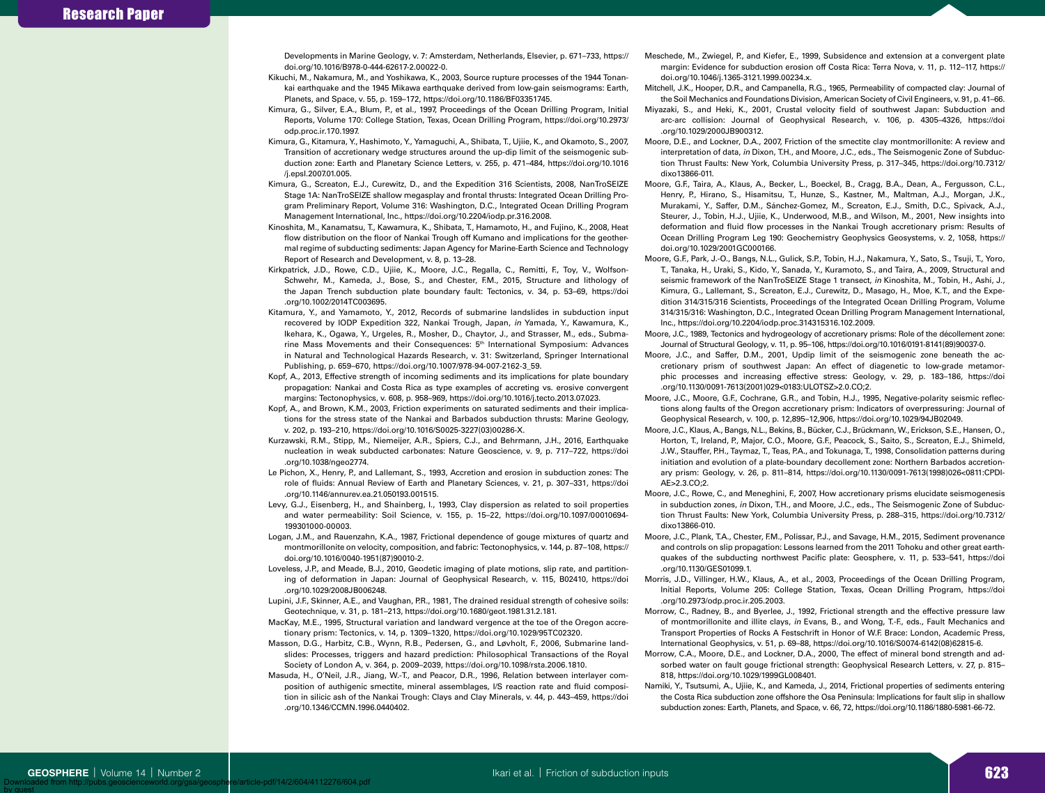Developments in Marine Geology, v. 7: Amsterdam, Netherlands, Elsevier, p. 671–733, https://doi.org/10.1016/B978-0-444-62617-2.00022-0.

Kikuchi, M., Nakamura, M., and Yoshikawa, K., 2003, Source rupture processes of the 1944 Tonankai earthquake and the 1945 Mikawa earthquake derived from low-gain seismograms: Earth, Planets, and Space, v. 55, p. 159–172, https://doi.org/10.1186/BF03351745.

Kimura, G., Silver, E.A., Blum, P., et al., 1997, Proceedings of the Ocean Drilling Program, Initial Reports, Volume 170: College Station, Texas, Ocean Drilling Program, https://doi.org/10.2973/odp.proc.ir.170.1997.

Kimura, G., Kitamura, Y., Hashimoto, Y., Yamaguchi, A., Shibata, T., Ujiie, K., and Okamoto, S., 2007, Transition of accretionary wedge structures around the up-dip limit of the seismogenic subduction zone: Earth and Planetary Science Letters, v. 255, p. 471–484, https://doi.org/10.1016/j.epsl.2007.01.005.

Kimura, G., Screaton, E.J., Curewitz, D., and the Expedition 316 Scientists, 2008, NanTroSEIZE Stage 1A: NanTroSEIZE shallow megasplay and frontal thrusts: Integrated Ocean Drilling Program Preliminary Report, Volume 316: Washington, D.C., Integrated Ocean Drilling Program Management International, Inc., https://doi.org/10.2204/iodp.pr.316.2008.

Kinoshita, M., Kanamatsu, T., Kawamura, K., Shibata, T., Hamamoto, H., and Fujino, K., 2008, Heat flow distribution on the floor of Nankai Trough off Kumano and implications for the geothermal regime of subducting sediments: Japan Agency for Marine-Earth Science and Technology Report of Research and Development, v. 8, p. 13–28.

Kirkpatrick, J.D., Rowe, C.D., Ujiie, K., Moore, J.C., Regalla, C., Remitti, F., Toy, V., Wolfson-Schwehr, M., Kameda, J., Bose, S., and Chester, F.M., 2015, Structure and lithology of the Japan Trench subduction plate boundary fault: Tectonics, v. 34, p. 53–69, https://doi.org/10.1002/2014TC003695.

Kitamura, Y., and Yamamoto, Y., 2012, Records of submarine landslides in subduction input recovered by IODP Expedition 322, Nankai Trough, Japan, *in* Yamada, Y., Kawamura, K., Ikehara, K., Ogawa, Y., Urgeles, R., Mosher, D., Chaytor, J., and Strasser, M., eds., Submarine Mass Movements and their Consequences: 5th International Symposium: Advances in Natural and Technological Hazards Research, v. 31: Switzerland, Springer International Publishing, p. 659–670, https://doi.org/10.1007/978-94-007-2162-3_59.

Kopf, A., 2013, Effective strength of incoming sediments and its implications for plate boundary propagation: Nankai and Costa Rica as type examples of accreting vs. erosive convergent margins: Tectonophysics, v. 608, p. 958–969, https://doi.org/10.1016/j.tecto.2013.07.023.

Kopf, A., and Brown, K.M., 2003, Friction experiments on saturated sediments and their implications for the stress state of the Nankai and Barbados subduction thrusts: Marine Geology, v. 202, p. 193–210, https://doi.org/10.1016/S0025-3227(03)00286-X.

Kurzawski, R.M., Stipp, M., Niemeijer, A.R., Spiers, C.J., and Behrmann, J.H., 2016, Earthquake nucleation in weak subducted carbonates: Nature Geoscience, v. 9, p. 717–722, https://doi.org/10.1038/ngeo2774.

Le Pichon, X., Henry, P., and Lallemant, S., 1993, Accretion and erosion in subduction zones: The role of fluids: Annual Review of Earth and Planetary Sciences, v. 21, p. 307–331, https://doi.org/10.1146/annurev.ea.21.050193.001515.

Levy, G.J., Eisenberg, H., and Shainberg, I., 1993, Clay dispersion as related to soil properties and water permeability: Soil Science, v. 155, p. 15–22, https://doi.org/10.1097/00010694-199301000-00003.

Logan, J.M., and Rauenzahn, K.A., 1987, Frictional dependence of gouge mixtures of quartz and montmorillonite on velocity, composition, and fabric: Tectonophysics, v. 144, p. 87–108, https://doi.org/10.1016/0040-1951(87)90010-2.

Loveless, J.P., and Meade, B.J., 2010, Geodetic imaging of plate motions, slip rate, and partitioning of deformation in Japan: Journal of Geophysical Research, v. 115, B02410, https://doi.org/10.1029/2008JB006248.

Lupini, J.F., Skinner, A.E., and Vaughan, P.R., 1981, The drained residual strength of cohesive soils: Geotechnique, v. 31, p. 181–213, https://doi.org/10.1680/geot.1981.31.2.181.

MacKay, M.E., 1995, Structural variation and landward vergence at the toe of the Oregon accretionary prism: Tectonics, v. 14, p. 1309–1320, https://doi.org/10.1029/95TC02320.

Masson, D.G., Harbitz, C.B., Wynn, R.B., Pedersen, G., and Løvholt, F., 2006, Submarine landslides: Processes, triggers and hazard prediction: Philosophical Transactions of the Royal Society of London A, v. 364, p. 2009–2039, https://doi.org/10.1098/rsta.2006.1810.

Masuda, H., O'Neil, J.R., Jiang, W.-T., and Peacor, D.R., 1996, Relation between interlayer composition of authigenic smectite, mineral assemblages, I/S reaction rate and fluid composition in silicic ash of the Nankai Trough: Clays and Clay Minerals, v. 44, p. 443–459, https://doi.org/10.1346/CCMN.1996.0440402.

Meschede, M., Zwiegel, P., and Kiefer, E., 1999, Subsidence and extension at a convergent plate margin: Evidence for subduction erosion off Costa Rica: Terra Nova, v. 11, p. 112–117, https://doi.org/10.1046/j.1365-3121.1999.00234.x.

Mitchell, J.K., Hooper, D.R., and Campanella, R.G., 1965, Permeability of compacted clay: Journal of the Soil Mechanics and Foundations Division, American Society of Civil Engineers, v. 91, p. 41–66.

Miyazaki, S., and Heki, K., 2001, Crustal velocity field of southwest Japan: Subduction and arc-arc collision: Journal of Geophysical Research, v. 106, p. 4305–4326, https://doi.org/10.1029/2000JB900312.

Moore, D.E., and Lockner, D.A., 2007, Friction of the smectite clay montmorillonite: A review and interpretation of data, *in* Dixon, T.H., and Moore, J.C., eds., The Seismogenic Zone of Subduction Thrust Faults: New York, Columbia University Press, p. 317–345, https://doi.org/10.7312/dixo13866-011.

Moore, G.F., Taira, A., Klaus, A., Becker, L., Boeckel, B., Cragg, B.A., Dean, A., Fergusson, C.L., Henry, P., Hirano, S., Hisamitsu, T., Hunze, S., Kastner, M., Maltman, A.J., Morgan, J.K., Murakami, Y., Saffer, D.M., Sánchez-Gomez, M., Screaton, E.J., Smith, D.C., Spivack, A.J., Steurer, J., Tobin, H.J., Ujiie, K., Underwood, M.B., and Wilson, M., 2001, New insights into deformation and fluid flow processes in the Nankai Trough accretionary prism: Results of Ocean Drilling Program Leg 190: Geochemistry Geophysics Geosystems, v. 2, 1058, https://doi.org/10.1029/2001GC000166.

Moore, G.F., Park, J.-O., Bangs, N.L., Gulick, S.P., Tobin, H.J., Nakamura, Y., Sato, S., Tsuji, T., Yoro, T., Tanaka, H., Uraki, S., Kido, Y., Sanada, Y., Kuramoto, S., and Taira, A., 2009, Structural and seismic framework of the NanTroSEIZE Stage 1 transect, *in* Kinoshita, M., Tobin, H., Ashi, J., Kimura, G., Lallemant, S., Screaton, E.J., Curewitz, D., Masago, H., Moe, K.T., and the Expedition 314/315/316 Scientists, Proceedings of the Integrated Ocean Drilling Program, Volume 314/315/316: Washington, D.C., Integrated Ocean Drilling Program Management International, Inc., https://doi.org/10.2204/iodp.proc.314315316.102.2009.

Moore, J.C., 1989, Tectonics and hydrogeology of accretionary prisms: Role of the décollement zone: Journal of Structural Geology, v. 11, p. 95–106, https://doi.org/10.1016/0191-8141(89)90037-0.

Moore, J.C., and Saffer, D.M., 2001, Updip limit of the seismogenic zone beneath the accretionary prism of southwest Japan: An effect of diagenetic to low-grade metamorphic processes and increasing effective stress: Geology, v. 29, p. 183–186, https://doi.org/10.1130/0091-7613(2001)029<0183:ULOTSZ>2.0.CO;2.

Moore, J.C., Moore, G.F., Cochrane, G.R., and Tobin, H.J., 1995, Negative-polarity seismic reflections along faults of the Oregon accretionary prism: Indicators of overpressuring: Journal of Geophysical Research, v. 100, p. 12,895–12,906, https://doi.org/10.1029/94JB02049.

Moore, J.C., Klaus, A., Bangs, N.L., Bekins, B., Bücker, C.J., Brückmann, W., Erickson, S.E., Hansen, O., Horton, T., Ireland, P., Major, C.O., Moore, G.F., Peacock, S., Saito, S., Screaton, E.J., Shimeld, J.W., Stauffer, P.H., Taymaz, T., Teas, P.A., and Tokunaga, T., 1998, Consolidation patterns during initiation and evolution of a plate-boundary decollement zone: Northern Barbados accretionary prism: Geology, v. 26, p. 811–814, https://doi.org/10.1130/0091-7613(1998)026<0811:CPDIAE>2.3.CO;2.

Moore, J.C., Rowe, C., and Meneghini, F., 2007, How accretionary prisms elucidate seismogenesis in subduction zones, *in* Dixon, T.H., and Moore, J.C., eds., The Seismogenic Zone of Subduction Thrust Faults: New York, Columbia University Press, p. 288–315, https://doi.org/10.7312/dixo13866-010.

Moore, J.C., Plank, T.A., Chester, F.M., Polissar, P.J., and Savage, H.M., 2015, Sediment provenance and controls on slip propagation: Lessons learned from the 2011 Tohoku and other great earthquakes of the subducting northwest Pacific plate: Geosphere, v. 11, p. 533–541, https://doi.org/10.1130/GES01099.1.

Morris, J.D., Villinger, H.W., Klaus, A., et al., 2003, Proceedings of the Ocean Drilling Program, Initial Reports, Volume 205: College Station, Texas, Ocean Drilling Program, https://doi.org/10.2973/odp.proc.ir.205.2003.

Morrow, C., Radney, B., and Byerlee, J., 1992, Frictional strength and the effective pressure law of montmorillonite and illite clays, *in* Evans, B., and Wong, T.-F., eds., Fault Mechanics and Transport Properties of Rocks A Festschrift in Honor of W.F. Brace: London, Academic Press, International Geophysics, v. 51, p. 69–88, https://doi.org/10.1016/S0074-6142(08)62815-6.

Morrow, C.A., Moore, D.E., and Lockner, D.A., 2000, The effect of mineral bond strength and adsorbed water on fault gouge frictional strength: Geophysical Research Letters, v. 27, p. 815–818, https://doi.org/10.1029/1999GL008401.

Namiki, Y., Tsutsumi, A., Ujiie, K., and Kameda, J., 2014, Frictional properties of sediments entering the Costa Rica subduction zone offshore the Osa Peninsula: Implications for fault slip in shallow subduction zones: Earth, Planets, and Space, v. 66, 72, https://doi.org/10.1186/1880-5981-66-72.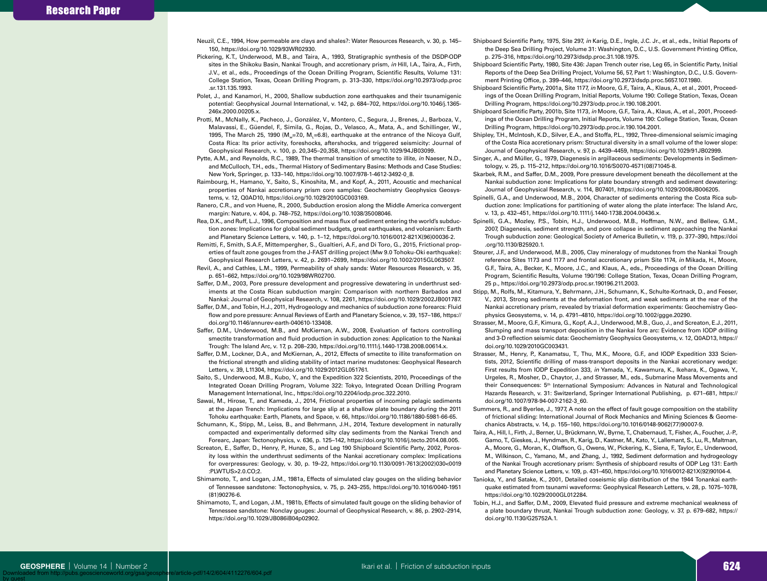Neuzil, C.E., 1994, How permeable are clays and shales?: Water Resources Research, v. 30, p. 145–150, https://doi.org/10.1029/93WR02930.

Pickering, K.T., Underwood, M.B., and Taira, A., 1993, Stratigraphic synthesis of the DSDP-ODP sites in the Shikoku Basin, Nankai Trough, and accretionary prism, *in* Hill, I.A., Taira, A., Firth, J.V., et al., eds., Proceedings of the Ocean Drilling Program, Scientific Results, Volume 131: College Station, Texas, Ocean Drilling Program, p. 313–330, https://doi.org/10.2973/odp.proc.sr.131.135.1993.

Polet, J., and Kanamori, H., 2000, Shallow subduction zone earthquakes and their tsunamigenic potential: Geophysical Journal International, v. 142, p. 684–702, https://doi.org/10.1046/j.1365-246x.2000.00205.x.

Protti, M., McNally, K., Pacheco, J., González, V., Montero, C., Segura, J., Brenes, J., Barboza, V., Malavassi, E., Güendel, F., Simila, G., Rojas, D., Velasco, A., Mata, A., and Schillinger, W., 1995, The March 25, 1990 ($M_w$=7.0, $M_L$=6.8), earthquake at the entrance of the Nicoya Gulf, Costa Rica: Its prior activity, foreshocks, aftershocks, and triggered seismicity: Journal of Geophysical Research, v. 100, p. 20,345–20,358, https://doi.org/10.1029/94JB03099.

Pytte, A.M., and Reynolds, R.C., 1989, The thermal transition of smectite to illite, *in* Naeser, N.D., and McCulloch, T.H., eds., Thermal History of Sedimentary Basins: Methods and Case Studies: New York, Springer, p. 133–140, https://doi.org/10.1007/978-1-4612-3492-0_8.

Raimbourg, H., Hamano, Y., Saito, S., Kinoshita, M., and Kopf, A., 2011, Acoustic and mechanical properties of Nankai accretionary prism core samples: Geochemistry Geophysics Geosystems, v. 12, Q0AD10, https://doi.org/10.1029/2010GC003169.

Ranero, C.R., and von Huene, R., 2000, Subduction erosion along the Middle America convergent margin: Nature, v. 404, p. 748–752, https://doi.org/10.1038/35008046.

Rea, D.K., and Ruff, L.J., 1996, Composition and mass flux of sediment entering the world's subduction zones: Implications for global sediment budgets, great earthquakes, and volcanism: Earth and Planetary Science Letters, v. 140, p. 1–12, https://doi.org/10.1016/0012-821X(96)00036-2.

Remitti, F., Smith, S.A.F., Mittempergher, S., Gualtieri, A.F., and Di Toro, G., 2015, Frictional properties of fault zone gouges from the J-FAST drilling project (Mw 9.0 Tohoku-Oki earthquake): Geophysical Research Letters, v. 42, p. 2691–2699, https://doi.org/10.1002/2015GL063507.

Revil, A., and Cathles, L.M., 1999, Permeability of shaly sands: Water Resources Research, v. 35, p. 651–662, https://doi.org/10.1029/98WR02700.

Saffer, D.M., 2003, Pore pressure development and progressive dewatering in underthrust sediments at the Costa Rican subduction margin: Comparison with northern Barbados and Nankai: Journal of Geophysical Research, v. 108, 2261, https://doi.org/10.1029/2002JB001787.

Saffer, D.M., and Tobin, H.J., 2011, Hydrogeology and mechanics of subduction zone forearcs: Fluid flow and pore pressure: Annual Reviews of Earth and Planetary Science, v. 39, p. 157–186, https://doi.org/10.1146/annurev-earth-040610-133408.

Saffer, D.M., Underwood, M.B., and McKiernan, A.W., 2008, Evaluation of factors controlling smectite transformation and fluid production in subduction zones: Application to the Nankai Trough: The Island Arc, v. 17, p. 208–230, https://doi.org/10.1111/j.1440-1738.2008.00614.x.

Saffer, D.M., Lockner, D.A., and McKiernan, A., 2012, Effects of smectite to illite transformation on the frictional strength and sliding stability of intact marine mudstones: Geophysical Research Letters, v. 39, L11304, https://doi.org/10.1029/2012GL051761.

Saito, S., Underwood, M.B., Kubo, Y., and the Expedition 322 Scientists, 2010, Proceedings of the Integrated Ocean Drilling Program, Volume 322: Tokyo, Integrated Ocean Drilling Program Management International, Inc., https://doi.org/10.2204/iodp.proc.322.2010.

Sawai, M., Hirose, T., and Kameda, J., 2014, Frictional properties of incoming pelagic sediments at the Japan Trench: Implications for large slip at a shallow plate boundary during the 2011 Tohoku earthquake: Earth, Planets, and Space, v. 66, https://doi.org/10.1186/1880-5981-66-65.

Schumann, K., Stipp, M., Leiss, B., and Behrmann, J.H., 2014, Texture development in naturally compacted and experimentally deformed silty clay sediments from the Nankai Trench and Forearc, Japan: Tectonophysics, v. 636, p. 125–142, https://doi.org/10.1016/j.tecto.2014.08.005.

Screaton, E., Saffer, D., Henry, P., Hunze, S., and Leg 190 Shipboard Scientific Party, 2002, Porosity loss within the underthrust sediments of the Nankai accretionary complex: Implications for overpressures: Geology, v. 30, p. 19–22, https://doi.org/10.1130/0091-7613(2002)030<0019:PLWTUS>2.0.CO;2.

Shimamoto, T., and Logan, J.M., 1981a, Effects of simulated clay gouges on the sliding behavior of Tennessee sandstone: Tectonophysics, v. 75, p. 243–255, https://doi.org/10.1016/0040-1951(81)90276-6.

Shimamoto, T., and Logan, J.M., 1981b, Effects of simulated fault gouge on the sliding behavior of Tennessee sandstone: Nonclay gouges: Journal of Geophysical Research, v. 86, p. 2902–2914, https://doi.org/10.1029/JB086iB04p02902.

Shipboard Scientific Party, 1975, Site 297, *in* Karig, D.E., Ingle, J.C. Jr., et al., eds., Initial Reports of the Deep Sea Drilling Project, Volume 31: Washington, D.C., U.S. Government Printing Office, p. 275–316, https://doi.org/10.2973/dsdp.proc.31.108.1975.

Shipboard Scientific Party, 1980, Site 436: Japan Trench outer rise, Leg 65, in Scientific Party, Initial Reports of the Deep Sea Drilling Project, Volume 56, 57, Part 1: Washington, D.C., U.S. Government Printing Office, p. 399–446, https://doi.org/10.2973/dsdp.proc.5657.107.1980.

Shipboard Scientific Party, 2001a, Site 1177, *in* Moore, G.F., Taira, A., Klaus, A., et al., 2001, Proceedings of the Ocean Drilling Program, Initial Reports, Volume 190: College Station, Texas, Ocean Drilling Program, https://doi.org/10.2973/odp.proc.ir.190.108.2001.

Shipboard Scientific Party, 2001b, Site 1173, *in* Moore, G.F., Taira, A., Klaus, A., et al., 2001, Proceedings of the Ocean Drilling Program, Initial Reports, Volume 190: College Station, Texas, Ocean Drilling Program, https://doi.org/10.2973/odp.proc.ir.190.104.2001.

Shipley, T.H., McIntosh, K.D., Silver, E.A., and Stoffa, P.L., 1992, Three-dimensional seismic imaging of the Costa Rica accretionary prism: Structural diversity in a small volume of the lower slope: Journal of Geophysical Research, v. 97, p. 4439–4459, https://doi.org/10.1029/91JB02999.

Singer, A., and Müller, G., 1979, Diagenesis in argillaceous sediments: Developments in Sedimentology, v. 25, p. 115–212, https://doi.org/10.1016/S0070-4571(08)71045-8.

Skarbek, R.M., and Saffer, D.M., 2009, Pore pressure development beneath the décollement at the Nankai subduction zone: Implications for plate boundary strength and sediment dewatering: Journal of Geophysical Research, v. 114, B07401, https://doi.org/10.1029/2008JB006205.

Spinelli, G.A., and Underwood, M.B., 2004, Character of sediments entering the Costa Rica subduction zone: Implications for partitioning of water along the plate interface: The Island Arc, v. 13, p. 432–451, https://doi.org/10.1111/j.1440-1738.2004.00436.x.

Spinelli, G.A., Mozley, P.S., Tobin, H.J., Underwood, M.B., Hoffman, N.W., and Bellew, G.M., 2007, Diagenesis, sediment strength, and pore collapse in sediment approaching the Nankai Trough subduction zone: Geological Society of America Bulletin, v. 119, p. 377–390, https://doi.org/10.1130/B25920.1.

Steurer, J.F., and Underwood, M.B., 2005, Clay mineralogy of mudstones from the Nankai Trough reference Sites 1173 and 1177 and frontal accretionary prism Site 1174, *in* Mikada, H., Moore, G.F., Taira, A., Becker, K., Moore, J.C., and Klaus, A., eds., Proceedings of the Ocean Drilling Program, Scientific Results, Volume 190/196: College Station, Texas, Ocean Drilling Program, 25 p., https://doi.org/10.2973/odp.proc.sr.190196.211.2003.

Stipp, M., Rolfs, M., Kitamura, Y., Behrmann, J.H., Schumann, K., Schulte-Kortnack, D., and Feeser, V., 2013, Strong sediments at the deformation front, and weak sediments at the rear of the Nankai accretionary prism, revealed by triaxial deformation experiments: Geochemistry Geophysics Geosystems, v. 14, p. 4791–4810, https://doi.org/10.1002/ggge.20290.

Strasser, M., Moore, G.F., Kimura, G., Kopf, A.J., Underwood, M.B., Guo, J., and Screaton, E.J., 2011, Slumping and mass transport deposition in the Nankai fore arc: Evidence from IODP drilling and 3-D reflection seismic data: Geochemistry Geophysics Geosystems, v. 12, Q0AD13, https://doi.org/10.1029/2010GC003431.

Strasser, M., Henry, P., Kanamatsu, T., Thu, M.K., Moore, G.F., and IODP Expedition 333 Scientists, 2012, Scientific drilling of mass-transport deposits in the Nankai accretionary wedge: First results from IODP Expedition 333, *in* Yamada, Y., Kawamura, K., Ikehara, K., Ogawa, Y., Urgeles, R., Mosher, D., Chaytor, J., and Strasser, M., eds., Submarine Mass Movements and their Consequences: 5th International Symposium: Advances in Natural and Technological Hazards Research, v. 31: Switzerland, Springer International Publishing, p. 671–681, https://doi.org/10.1007/978-94-007-2162-3_60.

Summers, R., and Byerlee, J., 1977, A note on the effect of fault gouge composition on the stability of frictional sliding: International Journal of Rock Mechanics and Mining Sciences & Geomechanics Abstracts, v. 14, p. 155–160, https://doi.org/10.1016/0148-9062(77)90007-9.

Taira, A., Hill, I., Firth, J., Berner, U., Brückmann, W., Byrne, T., Chabernaud, T., Fisher, A., Foucher, J.-P., Gamo, T., Gieskes, J., Hyndman, R., Karig, D., Kastner, M., Kato, Y., Lallemant, S., Lu, R., Maltman, A., Moore, G., Moran, K., Olaffson, G., Owens, W., Pickering, K., Siena, F., Taylor, E., Underwood, M., Wilkinson, C., Yamano, M., and Zhang, J., 1992, Sediment deformation and hydrogeology of the Nankai Trough accretionary prism: Synthesis of shipboard results of ODP Leg 131: Earth and Planetary Science Letters, v. 109, p. 431–450, https://doi.org/10.1016/0012-821X(92)90104-4.

Tanioka, Y., and Satake, K., 2001, Detailed coseismic slip distribution of the 1944 Tonankai earthquake estimated from tsunami waveforms: Geophysical Research Letters, v. 28, p. 1075–1078, https://doi.org/10.1029/2000GL012284.

Tobin, H.J., and Saffer, D.M., 2009, Elevated fluid pressure and extreme mechanical weakness of a plate boundary thrust, Nankai Trough subduction zone: Geology, v. 37, p. 679–682, https://doi.org/10.1130/G25752A.1.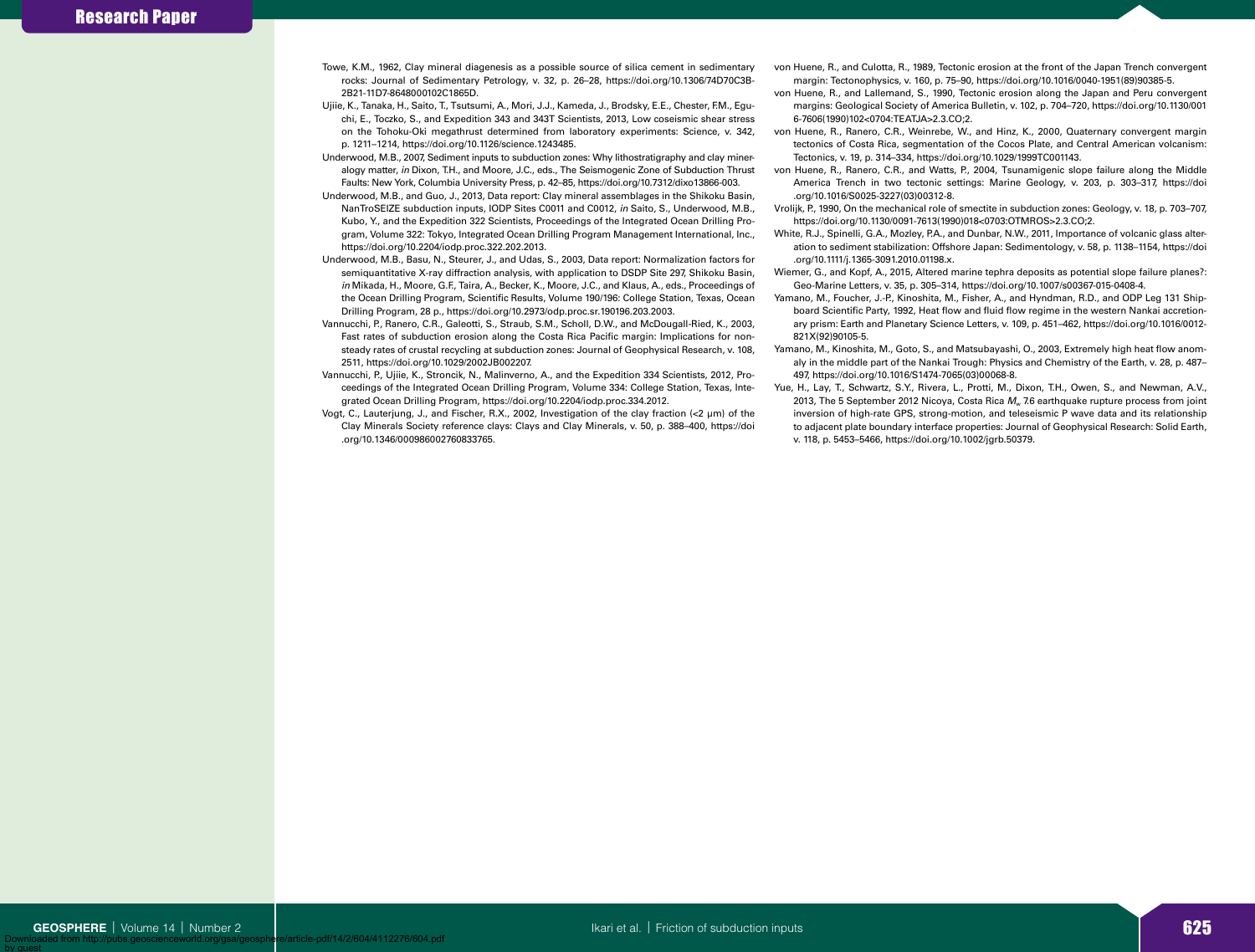Towe, K.M., 1962, Clay mineral diagenesis as a possible source of silica cement in sedimentary rocks: Journal of Sedimentary Petrology, v. 32, p. 26–28, https://doi.org/10.1306/74D70C3B-2B21-11D7-8648000102C1865D.

Ujiie, K., Tanaka, H., Saito, T., Tsutsumi, A., Mori, J.J., Kameda, J., Brodsky, E.E., Chester, F.M., Eguchi, E., Toczko, S., and Expedition 343 and 343T Scientists, 2013, Low coseismic shear stress on the Tohoku-Oki megathrust determined from laboratory experiments: Science, v. 342, p. 1211–1214, https://doi.org/10.1126/science.1243485.

Underwood, M.B., 2007, Sediment inputs to subduction zones: Why lithostratigraphy and clay mineralogy matter, *in* Dixon, T.H., and Moore, J.C., eds., The Seismogenic Zone of Subduction Thrust Faults: New York, Columbia University Press, p. 42–85, https://doi.org/10.7312/dixo13866-003.

Underwood, M.B., and Guo, J., 2013, Data report: Clay mineral assemblages in the Shikoku Basin, NanTroSEIZE subduction inputs, IODP Sites C0011 and C0012, *in* Saito, S., Underwood, M.B., Kubo, Y., and the Expedition 322 Scientists, Proceedings of the Integrated Ocean Drilling Program, Volume 322: Tokyo, Integrated Ocean Drilling Program Management International, Inc., https://doi.org/10.2204/iodp.proc.322.202.2013.

Underwood, M.B., Basu, N., Steurer, J., and Udas, S., 2003, Data report: Normalization factors for semiquantitative X-ray diffraction analysis, with application to DSDP Site 297, Shikoku Basin, *in* Mikada, H., Moore, G.F., Taira, A., Becker, K., Moore, J.C., and Klaus, A., eds., Proceedings of the Ocean Drilling Program, Scientific Results, Volume 190/196: College Station, Texas, Ocean Drilling Program, 28 p., https://doi.org/10.2973/odp.proc.sr.190196.203.2003.

Vannucchi, P., Ranero, C.R., Galeotti, S., Straub, S.M., Scholl, D.W., and McDougall-Ried, K., 2003, Fast rates of subduction erosion along the Costa Rica Pacific margin: Implications for nonsteady rates of crustal recycling at subduction zones: Journal of Geophysical Research, v. 108, 2511, https://doi.org/10.1029/2002JB002207.

Vannucchi, P., Ujiie, K., Stroncik, N., Malinverno, A., and the Expedition 334 Scientists, 2012, Proceedings of the Integrated Ocean Drilling Program, Volume 334: College Station, Texas, Integrated Ocean Drilling Program, https://doi.org/10.2204/iodp.proc.334.2012.

Vogt, C., Lauterjung, J., and Fischer, R.X., 2002, Investigation of the clay fraction (<2 μm) of the Clay Minerals Society reference clays: Clays and Clay Minerals, v. 50, p. 388–400, https://doi.org/10.1346/000986002760833765.

von Huene, R., and Culotta, R., 1989, Tectonic erosion at the front of the Japan Trench convergent margin: Tectonophysics, v. 160, p. 75–90, https://doi.org/10.1016/0040-1951(89)90385-5.

von Huene, R., and Lallemand, S., 1990, Tectonic erosion along the Japan and Peru convergent margins: Geological Society of America Bulletin, v. 102, p. 704–720, https://doi.org/10.1130/0016-7606(1990)102<0704:TEATJA>2.3.CO;2.

von Huene, R., Ranero, C.R., Weinrebe, W., and Hinz, K., 2000, Quaternary convergent margin tectonics of Costa Rica, segmentation of the Cocos Plate, and Central American volcanism: Tectonics, v. 19, p. 314–334, https://doi.org/10.1029/1999TC001143.

von Huene, R., Ranero, C.R., and Watts, P., 2004, Tsunamigenic slope failure along the Middle America Trench in two tectonic settings: Marine Geology, v. 203, p. 303–317, https://doi.org/10.1016/S0025-3227(03)00312-8.

Vrolijk, P., 1990, On the mechanical role of smectite in subduction zones: Geology, v. 18, p. 703–707, https://doi.org/10.1130/0091-7613(1990)018<0703:OTMROS>2.3.CO;2.

White, R.J., Spinelli, G.A., Mozley, P.A., and Dunbar, N.W., 2011, Importance of volcanic glass alteration to sediment stabilization: Offshore Japan: Sedimentology, v. 58, p. 1138–1154, https://doi.org/10.1111/j.1365-3091.2010.01198.x.

Wiemer, G., and Kopf, A., 2015, Altered marine tephra deposits as potential slope failure planes?: Geo-Marine Letters, v. 35, p. 305–314, https://doi.org/10.1007/s00367-015-0408-4.

Yamano, M., Foucher, J.-P., Kinoshita, M., Fisher, A., and Hyndman, R.D., and ODP Leg 131 Shipboard Scientific Party, 1992, Heat flow and fluid flow regime in the western Nankai accretionary prism: Earth and Planetary Science Letters, v. 109, p. 451–462, https://doi.org/10.1016/0012-821X(92)90105-5.

Yamano, M., Kinoshita, M., Goto, S., and Matsubayashi, O., 2003, Extremely high heat flow anomaly in the middle part of the Nankai Trough: Physics and Chemistry of the Earth, v. 28, p. 487–497, https://doi.org/10.1016/S1474-7065(03)00068-8.

Yue, H., Lay, T., Schwartz, S.Y., Rivera, L., Protti, M., Dixon, T.H., Owen, S., and Newman, A.V., 2013, The 5 September 2012 Nicoya, Costa Rica $M_w$ 7.6 earthquake rupture process from joint inversion of high-rate GPS, strong-motion, and teleseismic P wave data and its relationship to adjacent plate boundary interface properties: Journal of Geophysical Research: Solid Earth, v. 118, p. 5453–5466, https://doi.org/10.1002/jgrb.50379.